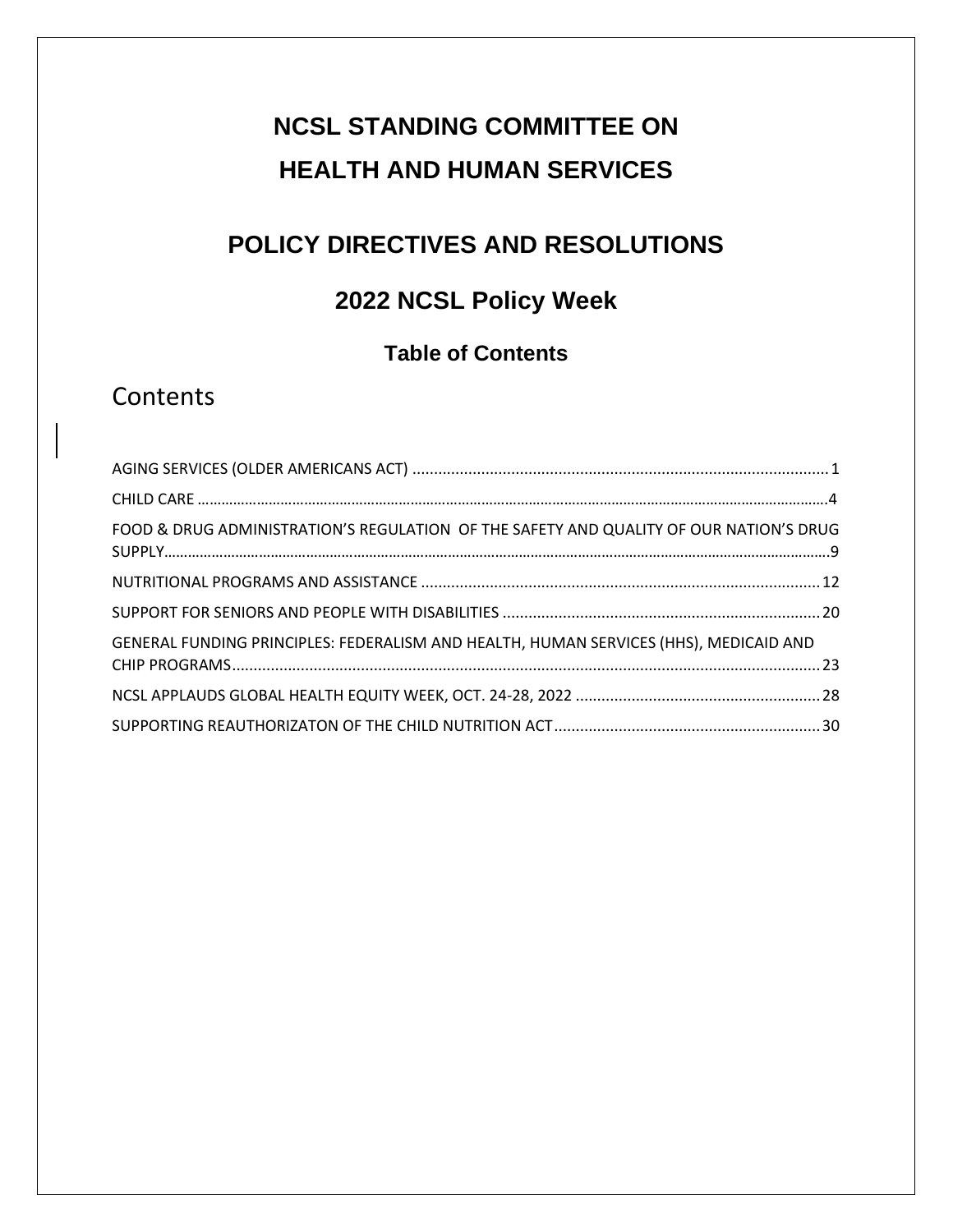# NCSL STANDING COMMITTEE ON HEALTH AND HUMAN SERVICES

# POLICY DIRECTIVES AND RESOLUTIONS

## 2022 NCSL Policy Week

### Table of Contents

## Contents

AGING SERVICES (OLDER AMERICANS ACT) ....... 1

CHILD CARE ....... 4

FOOD & DRUG ADMINISTRATION'S REGULATION OF THE SAFETY AND QUALITY OF OUR NATION'S DRUG SUPPLY ....... 9

NUTRITIONAL PROGRAMS AND ASSISTANCE ....... 12

SUPPORT FOR SENIORS AND PEOPLE WITH DISABILITIES ....... 20

GENERAL FUNDING PRINCIPLES: FEDERALISM AND HEALTH, HUMAN SERVICES (HHS), MEDICAID AND CHIP PROGRAMS ....... 23

NCSL APPLAUDS GLOBAL HEALTH EQUITY WEEK, OCT. 24-28, 2022 ....... 28

SUPPORTING REAUTHORIZATON OF THE CHILD NUTRITION ACT ....... 30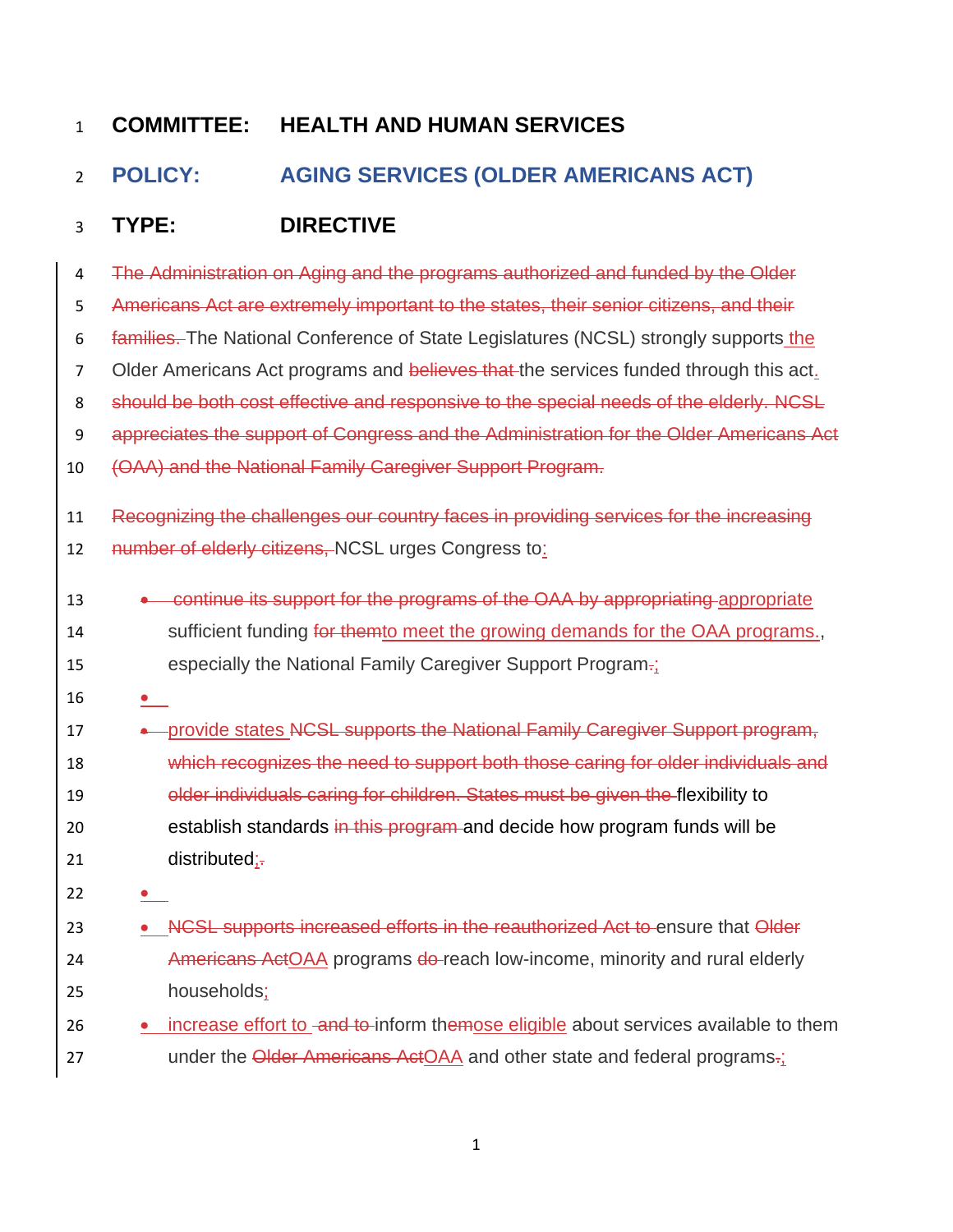**COMMITTEE: HEALTH AND HUMAN SERVICES**

## POLICY: AGING SERVICES (OLDER AMERICANS ACT)

**TYPE: DIRECTIVE**

~~The Administration on Aging and the programs authorized and funded by the Older Americans Act are extremely important to the states, their senior citizens, and their families.~~ The National Conference of State Legislatures (NCSL) strongly supports the Older Americans Act programs and ~~believes that~~ the services funded through this act. ~~should be both cost effective and responsive to the special needs of the elderly. NCSL appreciates the support of Congress and the Administration for the Older Americans Act (OAA) and the National Family Caregiver Support Program.~~

~~Recognizing the challenges our country faces in providing services for the increasing number of elderly citizens,~~ NCSL urges Congress to:

- ~~continue its support for the programs of the OAA by appropriating~~ appropriate sufficient funding ~~for them~~to meet the growing demands for the OAA programs., especially the National Family Caregiver Support Program~~.~~;
- provide states ~~NCSL supports the National Family Caregiver Support program, which recognizes the need to support both those caring for older individuals and older individuals caring for children. States must be given the~~ flexibility to establish standards ~~in this program~~ and decide how program funds will be distributed;~~.~~
- ~~NCSL supports increased efforts in the reauthorized Act to~~ ensure that ~~Older Americans Act~~OAA programs ~~do~~ reach low-income, minority and rural elderly households;
- increase effort to ~~and to~~ inform th~~em~~ose eligible about services available to them under the ~~Older Americans Act~~OAA and other state and federal programs~~.~~;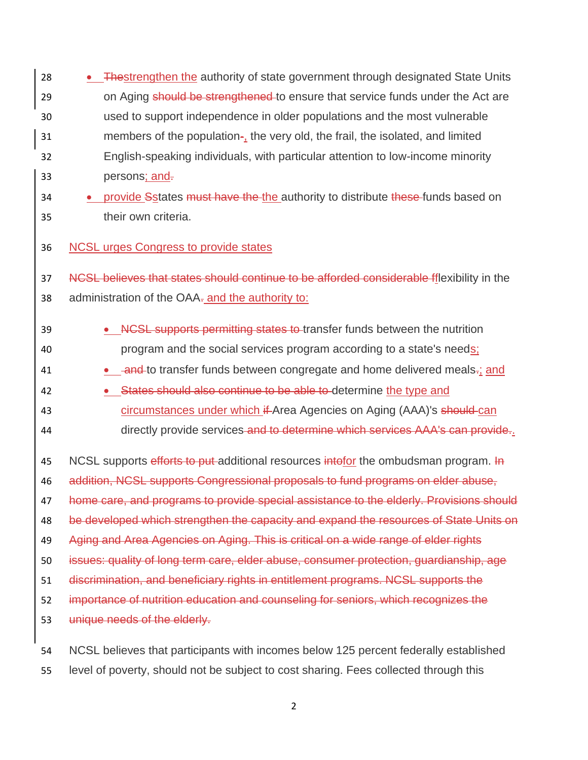- ~~The~~strengthen the authority of state government through designated State Units on Aging ~~should be strengthened~~ to ensure that service funds under the Act are used to support independence in older populations and the most vulnerable members of the population~~-~~, the very old, the frail, the isolated, and limited English-speaking individuals, with particular attention to low-income minority persons; and~~.~~
- provide ~~S~~states ~~must have the~~ the authority to distribute ~~these~~ funds based on their own criteria.

NCSL urges Congress to provide states

~~NCSL believes that states should continue to be afforded considerable f~~flexibility in the administration of the OAA~~.~~ and the authority to:

- ~~NCSL supports permitting states to~~ transfer funds between the nutrition program and the social services program according to a state's needs;
- ~~and~~ to transfer funds between congregate and home delivered meals~~.~~; and
- ~~States should also continue to be able to~~ determine the type and circumstances under which ~~if~~ Area Agencies on Aging (AAA)'s ~~should~~ can directly provide services ~~and to determine which services AAA's can provide.~~.

NCSL supports ~~efforts to put~~ additional resources ~~into~~for the ombudsman program. ~~In addition, NCSL supports Congressional proposals to fund programs on elder abuse, home care, and programs to provide special assistance to the elderly. Provisions should be developed which strengthen the capacity and expand the resources of State Units on Aging and Area Agencies on Aging. This is critical on a wide range of elder rights issues: quality of long term care, elder abuse, consumer protection, guardianship, age discrimination, and beneficiary rights in entitlement programs. NCSL supports the importance of nutrition education and counseling for seniors, which recognizes the unique needs of the elderly.~~

NCSL believes that participants with incomes below 125 percent federally established level of poverty, should not be subject to cost sharing. Fees collected through this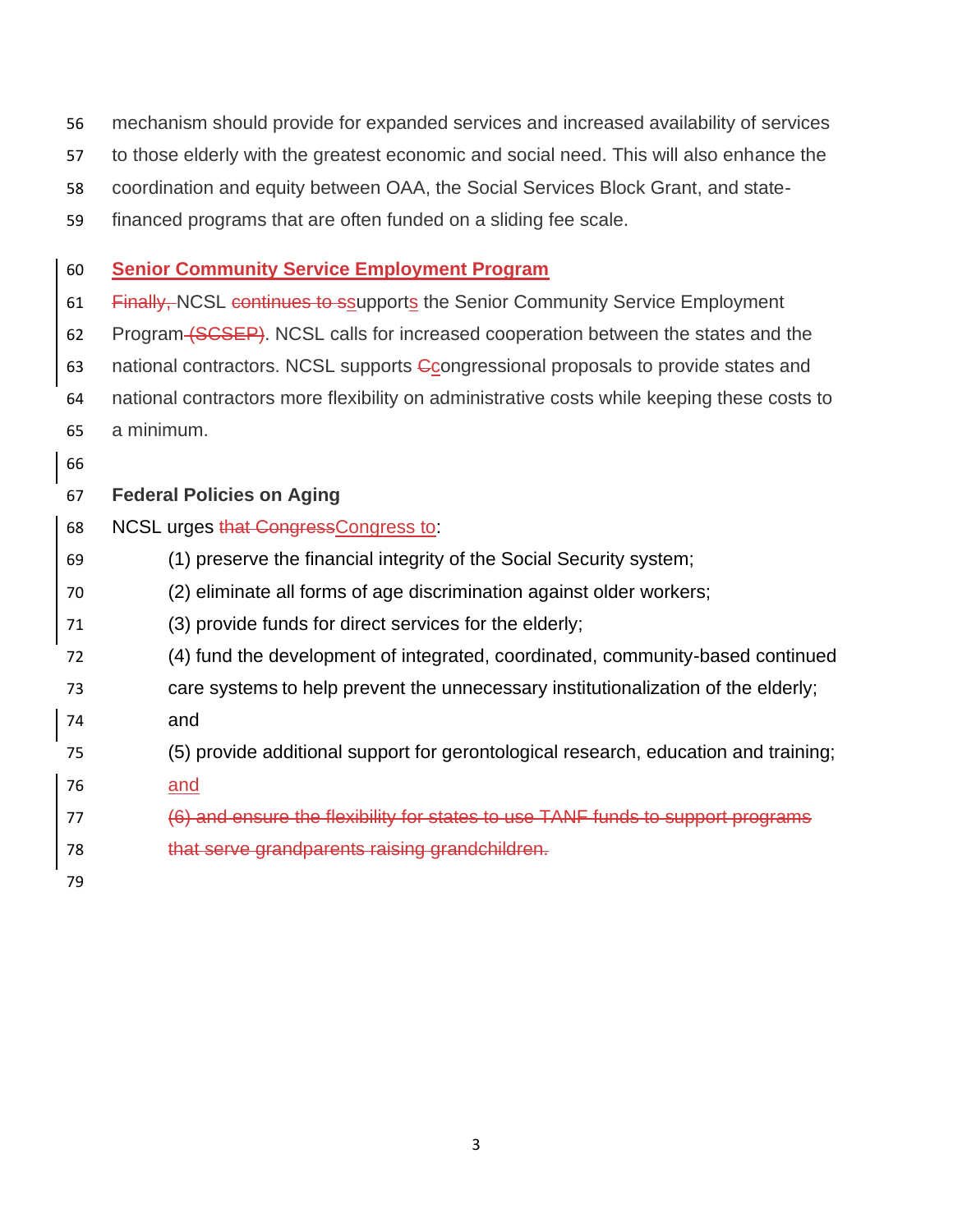mechanism should provide for expanded services and increased availability of services to those elderly with the greatest economic and social need. This will also enhance the coordination and equity between OAA, the Social Services Block Grant, and state-financed programs that are often funded on a sliding fee scale.

## Senior Community Service Employment Program

~~Finally,~~ NCSL ~~continues to s~~supports the Senior Community Service Employment Program ~~(SCSEP)~~. NCSL calls for increased cooperation between the states and the national contractors. NCSL supports ~~C~~congressional proposals to provide states and national contractors more flexibility on administrative costs while keeping these costs to a minimum.

## Federal Policies on Aging

NCSL urges ~~that Congress~~Congress to:

(1) preserve the financial integrity of the Social Security system;

(2) eliminate all forms of age discrimination against older workers;

(3) provide funds for direct services for the elderly;

(4) fund the development of integrated, coordinated, community-based continued care systems to help prevent the unnecessary institutionalization of the elderly; and

(5) provide additional support for gerontological research, education and training; and

~~(6) and ensure the flexibility for states to use TANF funds to support programs that serve grandparents raising grandchildren.~~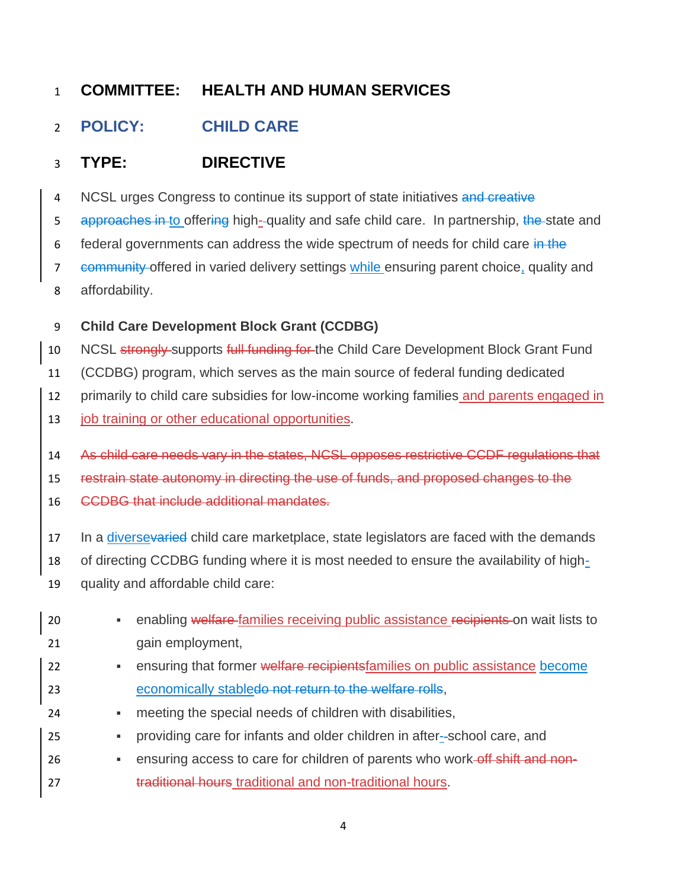# COMMITTEE: HEALTH AND HUMAN SERVICES

## POLICY: CHILD CARE

## TYPE: DIRECTIVE

NCSL urges Congress to continue its support of state initiatives ~~and creative approaches in~~ to offer~~ing~~ high-~~-~~quality and safe child care. In partnership, ~~the~~ state and federal governments can address the wide spectrum of needs for child care ~~in the community~~ offered in varied delivery settings while ensuring parent choice, quality and affordability.

**Child Care Development Block Grant (CCDBG)**

NCSL ~~strongly~~ supports ~~full funding for~~ the Child Care Development Block Grant Fund (CCDBG) program, which serves as the main source of federal funding dedicated primarily to child care subsidies for low-income working families and parents engaged in job training or other educational opportunities.

~~As child care needs vary in the states, NCSL opposes restrictive CCDF regulations that restrain state autonomy in directing the use of funds, and proposed changes to the CCDBG that include additional mandates.~~

In a diverse~~varied~~ child care marketplace, state legislators are faced with the demands of directing CCDBG funding where it is most needed to ensure the availability of high-quality and affordable child care:

- enabling ~~welfare~~ families receiving public assistance ~~recipients~~ on wait lists to gain employment,
- ensuring that former ~~welfare recipients~~families on public assistance become economically stable~~do not return to the welfare rolls~~,
- meeting the special needs of children with disabilities,
- providing care for infants and older children in after-~~-~~school care, and
- ensuring access to care for children of parents who work ~~off shift and non-traditional hours~~ traditional and non-traditional hours.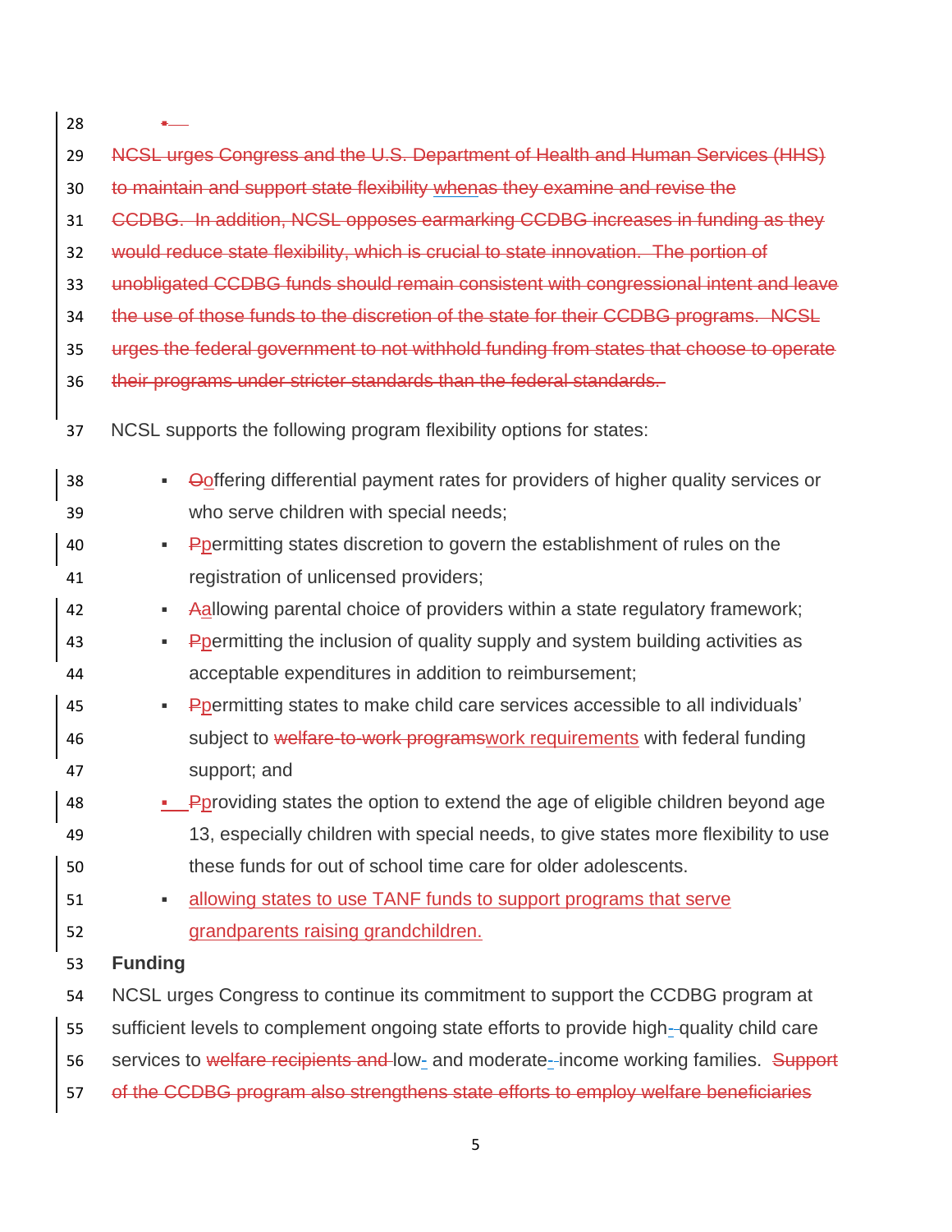NCSL urges Congress and the U.S. Department of Health and Human Services (HHS) to maintain and support state flexibility whenas they examine and revise the CCDBG. In addition, NCSL opposes earmarking CCDBG increases in funding as they would reduce state flexibility, which is crucial to state innovation. The portion of unobligated CCDBG funds should remain consistent with congressional intent and leave the use of those funds to the discretion of the state for their CCDBG programs. NCSL urges the federal government to not withhold funding from states that choose to operate their programs under stricter standards than the federal standards.

NCSL supports the following program flexibility options for states:

- Ooffering differential payment rates for providers of higher quality services or who serve children with special needs;
- Ppermitting states discretion to govern the establishment of rules on the registration of unlicensed providers;
- Aallowing parental choice of providers within a state regulatory framework;
- Ppermitting the inclusion of quality supply and system building activities as acceptable expenditures in addition to reimbursement;
- Ppermitting states to make child care services accessible to all individuals' subject to welfare-to-work programswork requirements with federal funding support; and
- Pproviding states the option to extend the age of eligible children beyond age 13, especially children with special needs, to give states more flexibility to use these funds for out of school time care for older adolescents.
- allowing states to use TANF funds to support programs that serve grandparents raising grandchildren.

**Funding**

NCSL urges Congress to continue its commitment to support the CCDBG program at sufficient levels to complement ongoing state efforts to provide high- quality child care services to welfare recipients and low- and moderate- income working families. Support of the CCDBG program also strengthens state efforts to employ welfare beneficiaries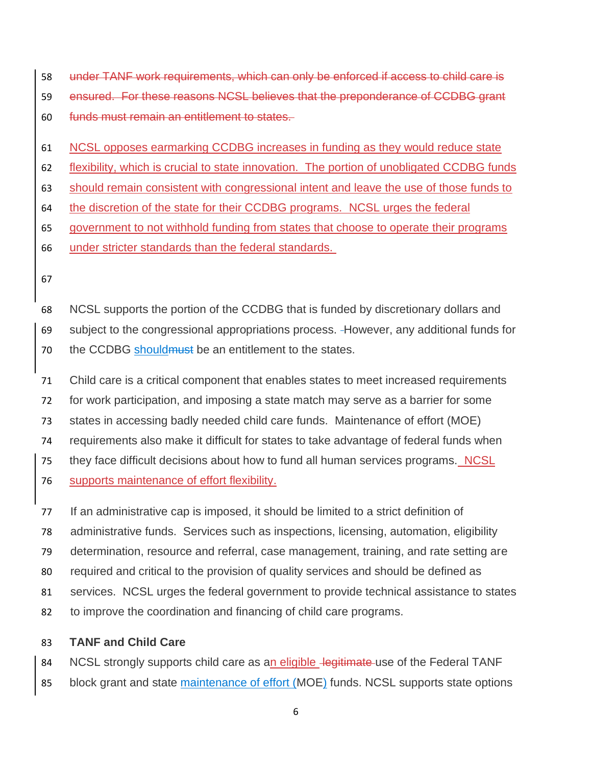under TANF work requirements, which can only be enforced if access to child care is ensured. For these reasons NCSL believes that the preponderance of CCDBG grant funds must remain an entitlement to states.

NCSL opposes earmarking CCDBG increases in funding as they would reduce state flexibility, which is crucial to state innovation. The portion of unobligated CCDBG funds should remain consistent with congressional intent and leave the use of those funds to the discretion of the state for their CCDBG programs. NCSL urges the federal government to not withhold funding from states that choose to operate their programs under stricter standards than the federal standards.

NCSL supports the portion of the CCDBG that is funded by discretionary dollars and subject to the congressional appropriations process. However, any additional funds for the CCDBG shouldmust be an entitlement to the states.

Child care is a critical component that enables states to meet increased requirements for work participation, and imposing a state match may serve as a barrier for some states in accessing badly needed child care funds. Maintenance of effort (MOE) requirements also make it difficult for states to take advantage of federal funds when they face difficult decisions about how to fund all human services programs. NCSL supports maintenance of effort flexibility.

If an administrative cap is imposed, it should be limited to a strict definition of administrative funds. Services such as inspections, licensing, automation, eligibility determination, resource and referral, case management, training, and rate setting are required and critical to the provision of quality services and should be defined as services. NCSL urges the federal government to provide technical assistance to states to improve the coordination and financing of child care programs.

**TANF and Child Care**

NCSL strongly supports child care as an eligible legitimate use of the Federal TANF block grant and state maintenance of effort (MOE) funds. NCSL supports state options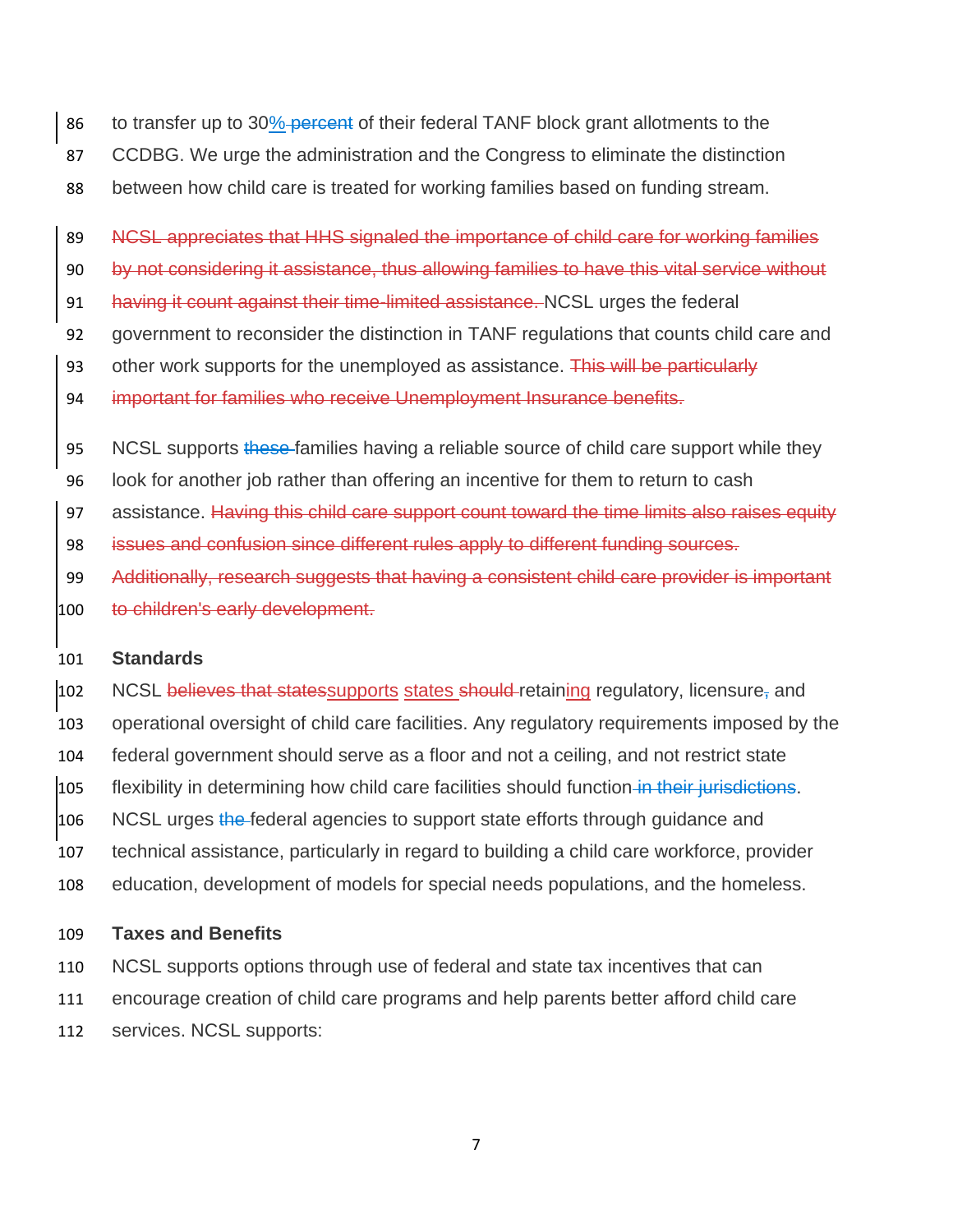to transfer up to 30% ~~percent~~ of their federal TANF block grant allotments to the CCDBG. We urge the administration and the Congress to eliminate the distinction between how child care is treated for working families based on funding stream.

~~NCSL appreciates that HHS signaled the importance of child care for working families by not considering it assistance, thus allowing families to have this vital service without having it count against their time-limited assistance.~~ NCSL urges the federal government to reconsider the distinction in TANF regulations that counts child care and other work supports for the unemployed as assistance. ~~This will be particularly important for families who receive Unemployment Insurance benefits.~~

NCSL supports ~~these~~ families having a reliable source of child care support while they look for another job rather than offering an incentive for them to return to cash assistance. ~~Having this child care support count toward the time limits also raises equity issues and confusion since different rules apply to different funding sources. Additionally, research suggests that having a consistent child care provider is important to children's early development.~~

**Standards**

NCSL ~~believes that states~~supports states ~~should~~ retaining regulatory, licensure~~,~~ and operational oversight of child care facilities. Any regulatory requirements imposed by the federal government should serve as a floor and not a ceiling, and not restrict state flexibility in determining how child care facilities should function~~ in their jurisdictions~~. NCSL urges ~~the~~ federal agencies to support state efforts through guidance and technical assistance, particularly in regard to building a child care workforce, provider education, development of models for special needs populations, and the homeless.

**Taxes and Benefits**

NCSL supports options through use of federal and state tax incentives that can encourage creation of child care programs and help parents better afford child care services. NCSL supports: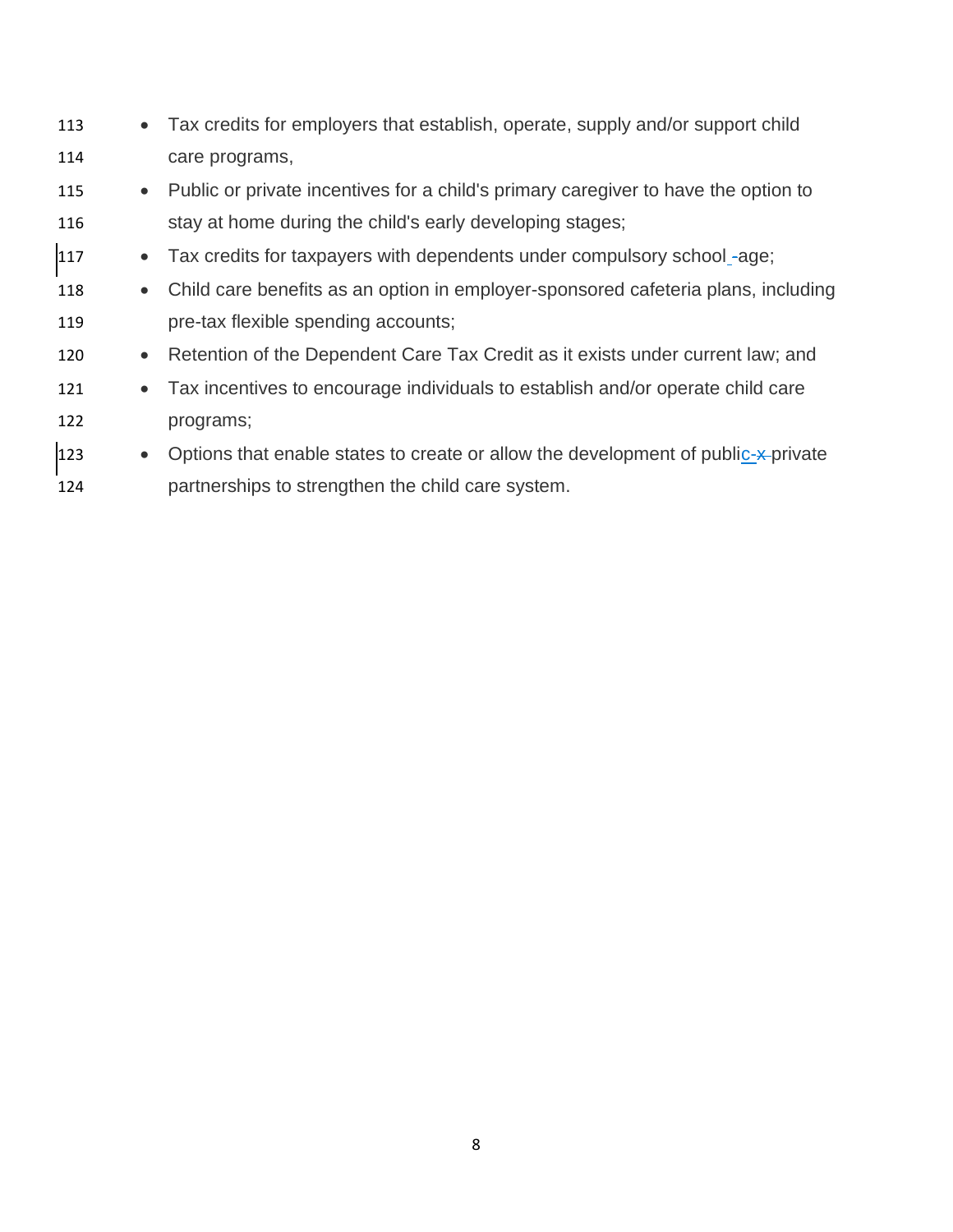- Tax credits for employers that establish, operate, supply and/or support child care programs,
- Public or private incentives for a child's primary caregiver to have the option to stay at home during the child's early developing stages;
- Tax credits for taxpayers with dependents under compulsory school-age;
- Child care benefits as an option in employer-sponsored cafeteria plans, including pre-tax flexible spending accounts;
- Retention of the Dependent Care Tax Credit as it exists under current law; and
- Tax incentives to encourage individuals to establish and/or operate child care programs;
- Options that enable states to create or allow the development of public-private partnerships to strengthen the child care system.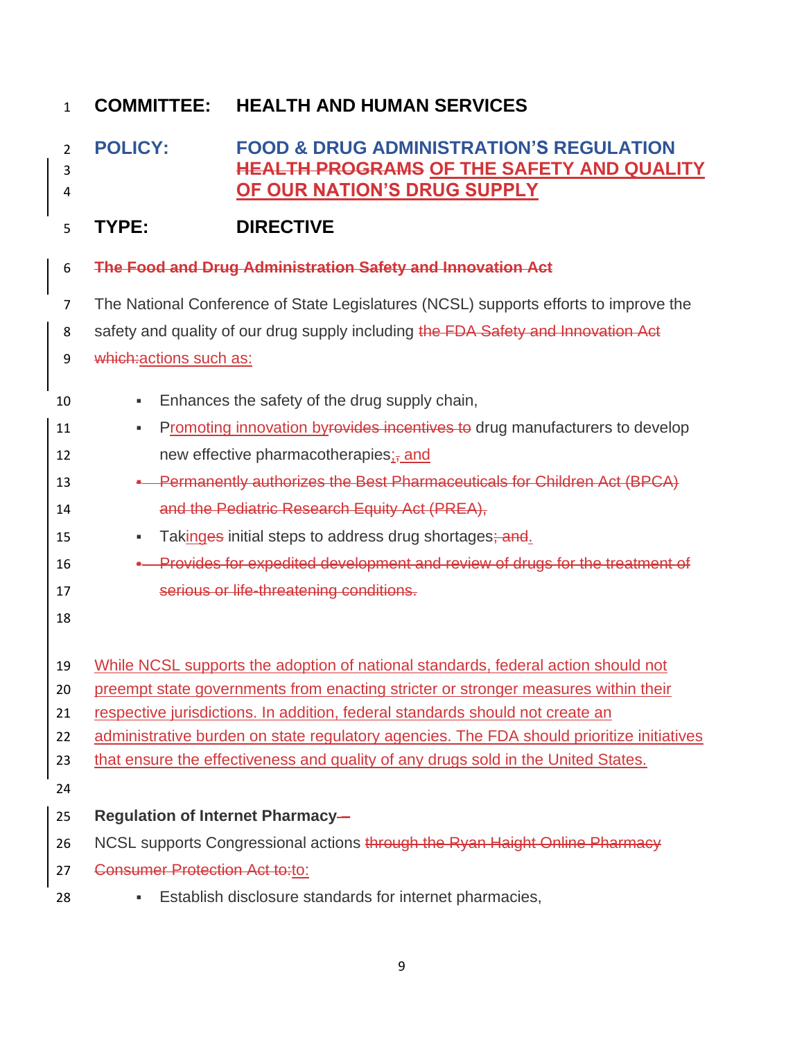**COMMITTEE: HEALTH AND HUMAN SERVICES**

**POLICY: FOOD & DRUG ADMINISTRATION'S REGULATION ~~HEALTH PROGRAMS~~ OF THE SAFETY AND QUALITY OF OUR NATION'S DRUG SUPPLY**

**TYPE: DIRECTIVE**

~~**The Food and Drug Administration Safety and Innovation Act**~~

The National Conference of State Legislatures (NCSL) supports efforts to improve the safety and quality of our drug supply including ~~the FDA Safety and Innovation Act which:~~actions such as:

- Enhances the safety of the drug supply chain,
- Promoting innovation by~~rovides incentives to~~ drug manufacturers to develop new effective pharmacotherapies;~~,~~ and
- ~~Permanently authorizes the Best Pharmaceuticals for Children Act (BPCA) and the Pediatric Research Equity Act (PREA),~~
- Takinges initial steps to address drug shortages~~; and~~.
- ~~Provides for expedited development and review of drugs for the treatment of serious or life-threatening conditions.~~

While NCSL supports the adoption of national standards, federal action should not preempt state governments from enacting stricter or stronger measures within their respective jurisdictions. In addition, federal standards should not create an administrative burden on state regulatory agencies. The FDA should prioritize initiatives that ensure the effectiveness and quality of any drugs sold in the United States.

**Regulation of Internet Pharmacy**~~—~~

NCSL supports Congressional actions ~~through the Ryan Haight Online Pharmacy Consumer Protection Act to:~~to:

- Establish disclosure standards for internet pharmacies,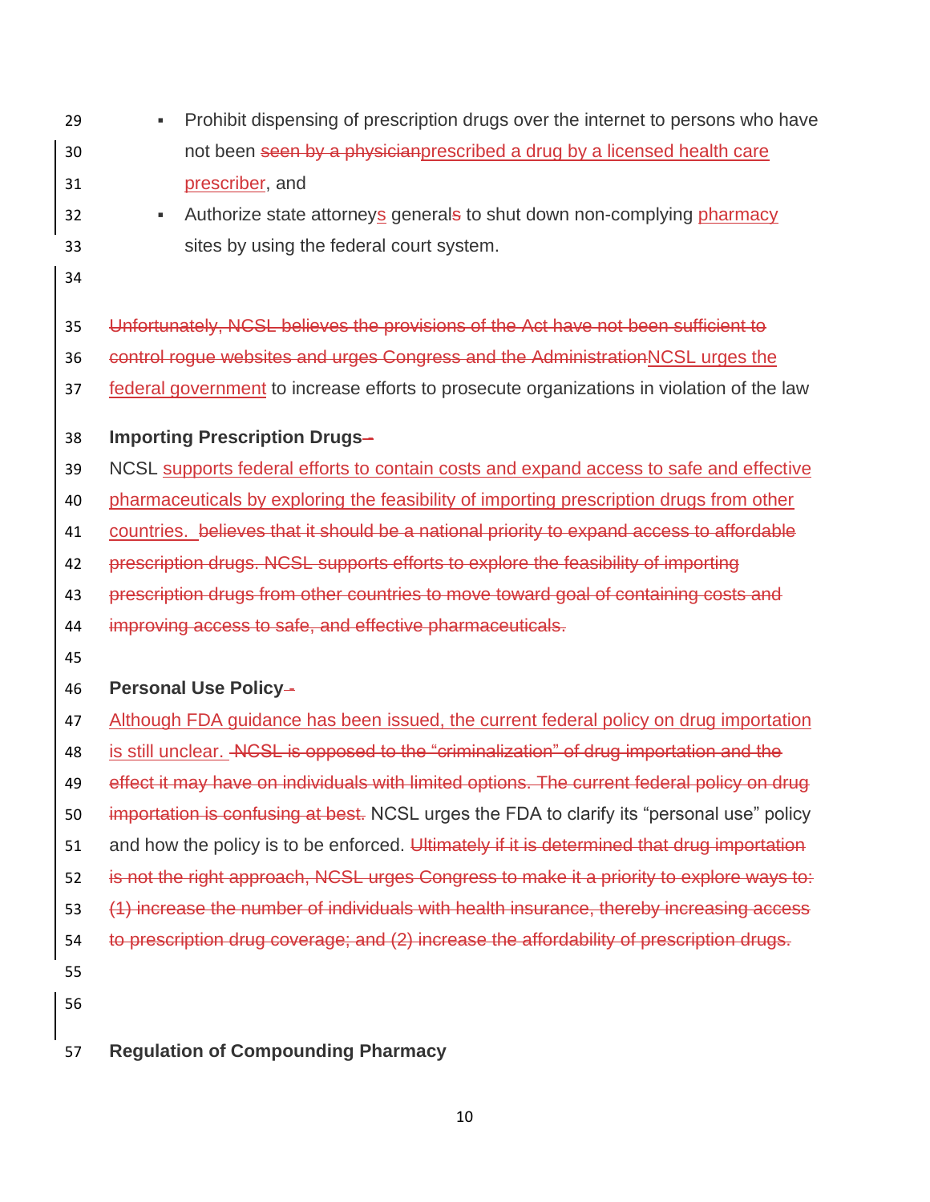- Prohibit dispensing of prescription drugs over the internet to persons who have not been ~~seen by a physician~~prescribed a drug by a licensed health care prescriber, and
- Authorize state attorneys general~~s~~ to shut down non-complying pharmacy sites by using the federal court system.

~~Unfortunately, NCSL believes the provisions of the Act have not been sufficient to control rogue websites and urges Congress and the Administration~~NCSL urges the federal government to increase efforts to prosecute organizations in violation of the law

**Importing Prescription Drugs~~-~~**

NCSL supports federal efforts to contain costs and expand access to safe and effective pharmaceuticals by exploring the feasibility of importing prescription drugs from other countries. ~~believes that it should be a national priority to expand access to affordable prescription drugs. NCSL supports efforts to explore the feasibility of importing prescription drugs from other countries to move toward goal of containing costs and improving access to safe, and effective pharmaceuticals.~~

**Personal Use Policy~~-~~**

Although FDA guidance has been issued, the current federal policy on drug importation is still unclear. ~~NCSL is opposed to the "criminalization" of drug importation and the effect it may have on individuals with limited options. The current federal policy on drug importation is confusing at best.~~ NCSL urges the FDA to clarify its "personal use" policy and how the policy is to be enforced. ~~Ultimately if it is determined that drug importation is not the right approach, NCSL urges Congress to make it a priority to explore ways to: (1) increase the number of individuals with health insurance, thereby increasing access to prescription drug coverage; and (2) increase the affordability of prescription drugs.~~

**Regulation of Compounding Pharmacy**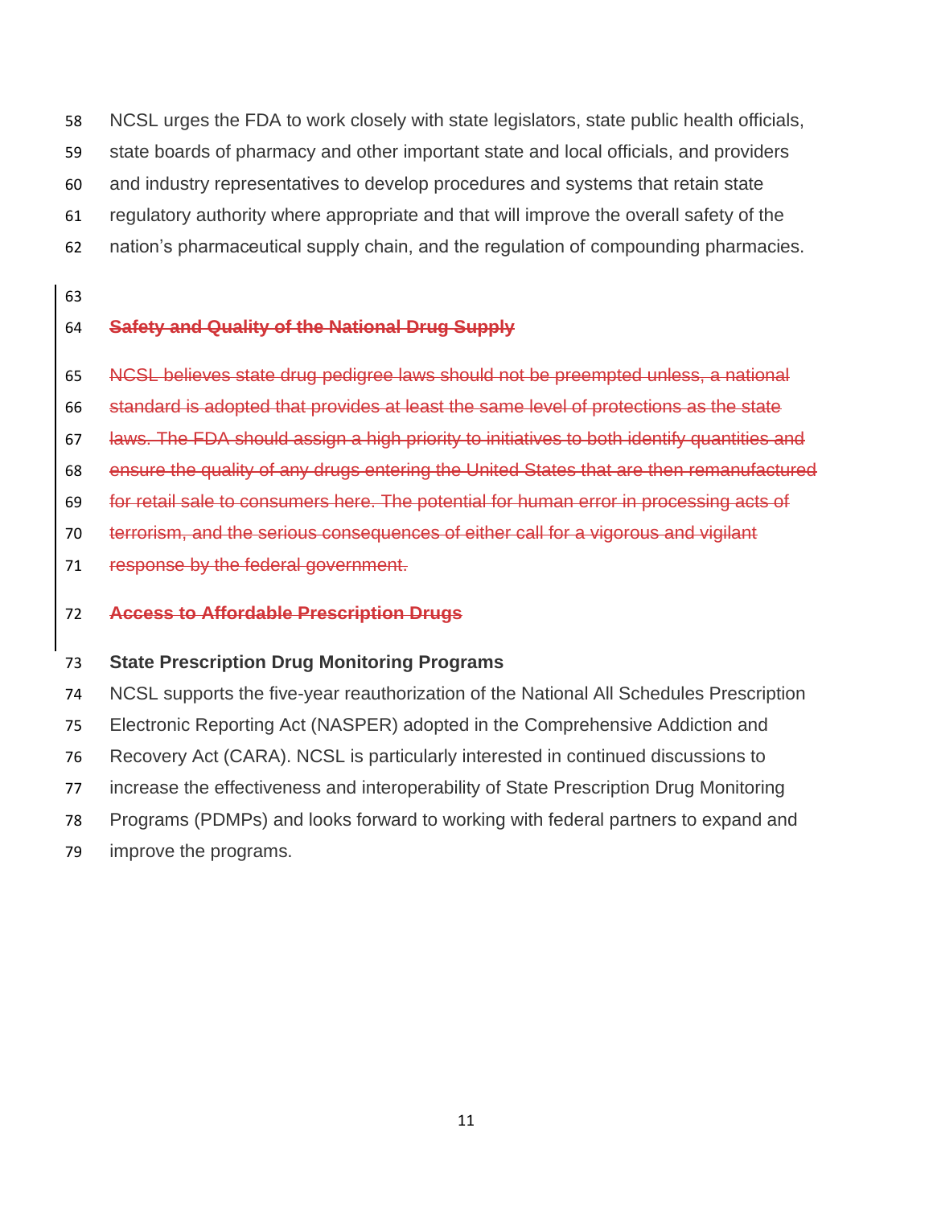NCSL urges the FDA to work closely with state legislators, state public health officials, state boards of pharmacy and other important state and local officials, and providers and industry representatives to develop procedures and systems that retain state regulatory authority where appropriate and that will improve the overall safety of the nation's pharmaceutical supply chain, and the regulation of compounding pharmacies.

~~**Safety and Quality of the National Drug Supply**~~

~~NCSL believes state drug pedigree laws should not be preempted unless, a national standard is adopted that provides at least the same level of protections as the state laws. The FDA should assign a high priority to initiatives to both identify quantities and ensure the quality of any drugs entering the United States that are then remanufactured for retail sale to consumers here. The potential for human error in processing acts of terrorism, and the serious consequences of either call for a vigorous and vigilant response by the federal government.~~

~~**Access to Affordable Prescription Drugs**~~

**State Prescription Drug Monitoring Programs**

NCSL supports the five-year reauthorization of the National All Schedules Prescription Electronic Reporting Act (NASPER) adopted in the Comprehensive Addiction and Recovery Act (CARA). NCSL is particularly interested in continued discussions to increase the effectiveness and interoperability of State Prescription Drug Monitoring Programs (PDMPs) and looks forward to working with federal partners to expand and improve the programs.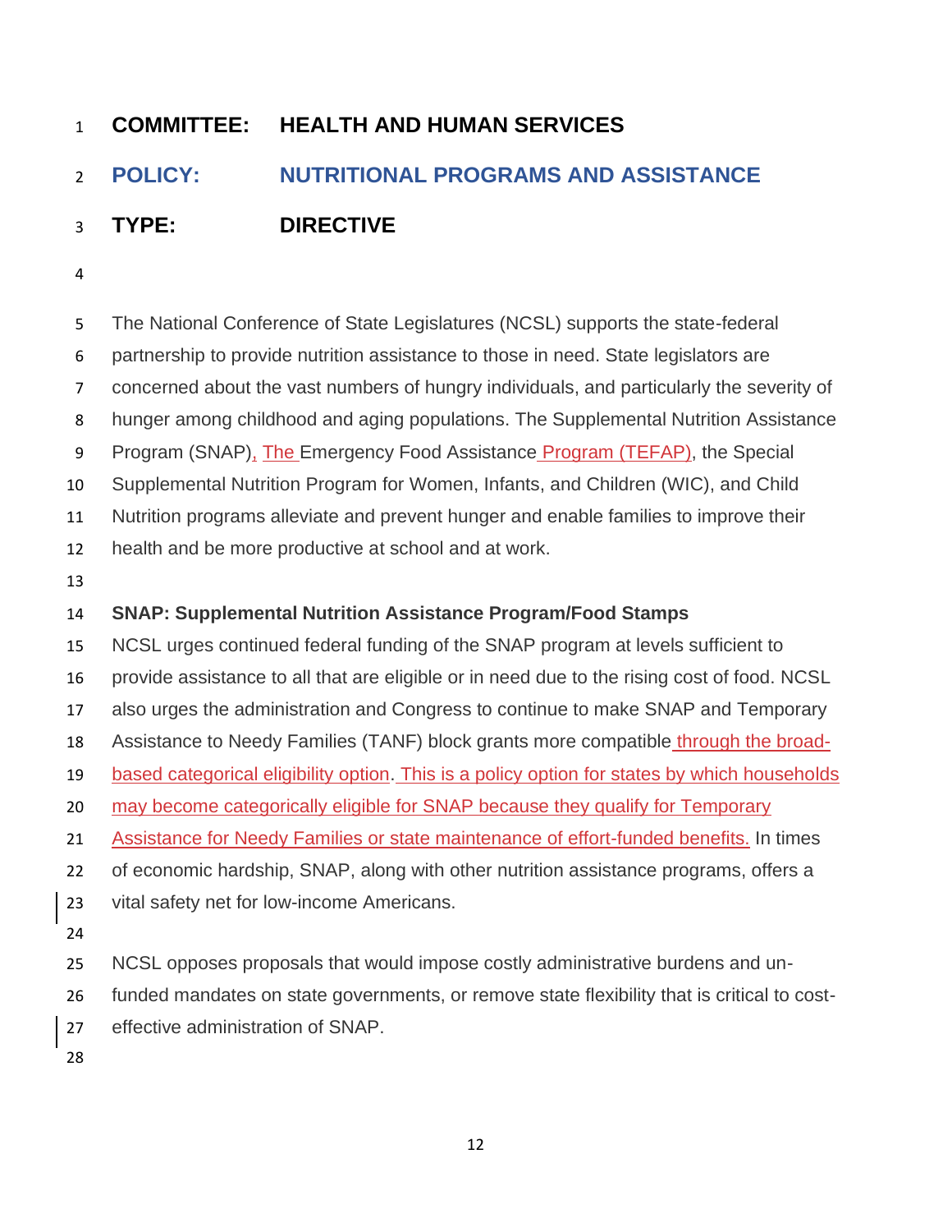**COMMITTEE: HEALTH AND HUMAN SERVICES**

## POLICY: NUTRITIONAL PROGRAMS AND ASSISTANCE

**TYPE: DIRECTIVE**

The National Conference of State Legislatures (NCSL) supports the state-federal partnership to provide nutrition assistance to those in need. State legislators are concerned about the vast numbers of hungry individuals, and particularly the severity of hunger among childhood and aging populations. The Supplemental Nutrition Assistance Program (SNAP), The Emergency Food Assistance Program (TEFAP), the Special Supplemental Nutrition Program for Women, Infants, and Children (WIC), and Child Nutrition programs alleviate and prevent hunger and enable families to improve their health and be more productive at school and at work.

**SNAP: Supplemental Nutrition Assistance Program/Food Stamps**

NCSL urges continued federal funding of the SNAP program at levels sufficient to provide assistance to all that are eligible or in need due to the rising cost of food. NCSL also urges the administration and Congress to continue to make SNAP and Temporary Assistance to Needy Families (TANF) block grants more compatible through the broad-based categorical eligibility option. This is a policy option for states by which households may become categorically eligible for SNAP because they qualify for Temporary Assistance for Needy Families or state maintenance of effort-funded benefits. In times of economic hardship, SNAP, along with other nutrition assistance programs, offers a vital safety net for low-income Americans.

NCSL opposes proposals that would impose costly administrative burdens and un-funded mandates on state governments, or remove state flexibility that is critical to cost-effective administration of SNAP.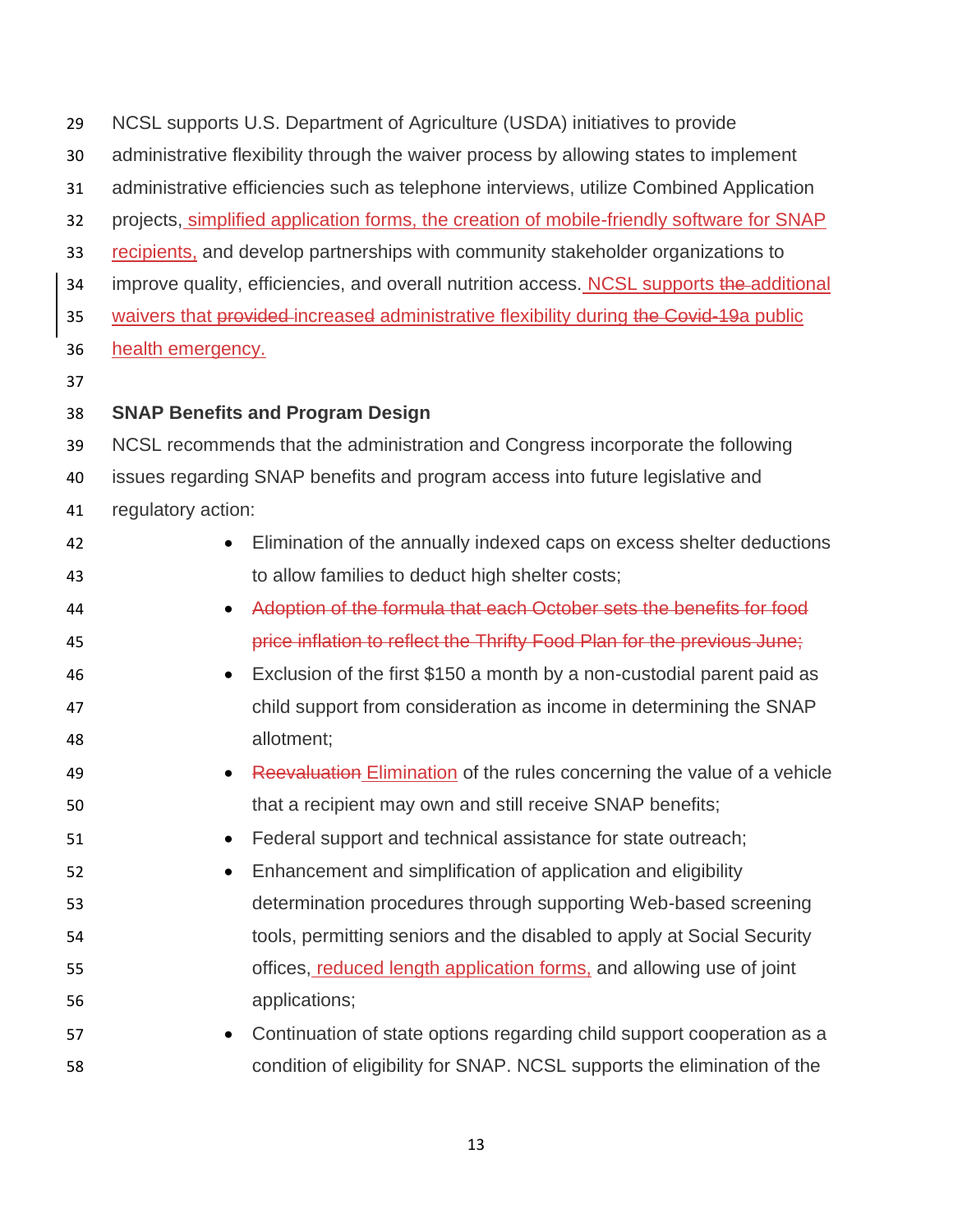NCSL supports U.S. Department of Agriculture (USDA) initiatives to provide administrative flexibility through the waiver process by allowing states to implement administrative efficiencies such as telephone interviews, utilize Combined Application projects, simplified application forms, the creation of mobile-friendly software for SNAP recipients, and develop partnerships with community stakeholder organizations to improve quality, efficiencies, and overall nutrition access. NCSL supports ~~the~~ additional waivers that ~~provided~~ increased administrative flexibility during ~~the Covid-19~~a public health emergency.

**SNAP Benefits and Program Design**

NCSL recommends that the administration and Congress incorporate the following issues regarding SNAP benefits and program access into future legislative and regulatory action:

- Elimination of the annually indexed caps on excess shelter deductions to allow families to deduct high shelter costs;
- ~~Adoption of the formula that each October sets the benefits for food price inflation to reflect the Thrifty Food Plan for the previous June;~~
- Exclusion of the first $150 a month by a non-custodial parent paid as child support from consideration as income in determining the SNAP allotment;
- ~~Reevaluation~~ Elimination of the rules concerning the value of a vehicle that a recipient may own and still receive SNAP benefits;
- Federal support and technical assistance for state outreach;
- Enhancement and simplification of application and eligibility determination procedures through supporting Web-based screening tools, permitting seniors and the disabled to apply at Social Security offices, reduced length application forms, and allowing use of joint applications;
- Continuation of state options regarding child support cooperation as a condition of eligibility for SNAP. NCSL supports the elimination of the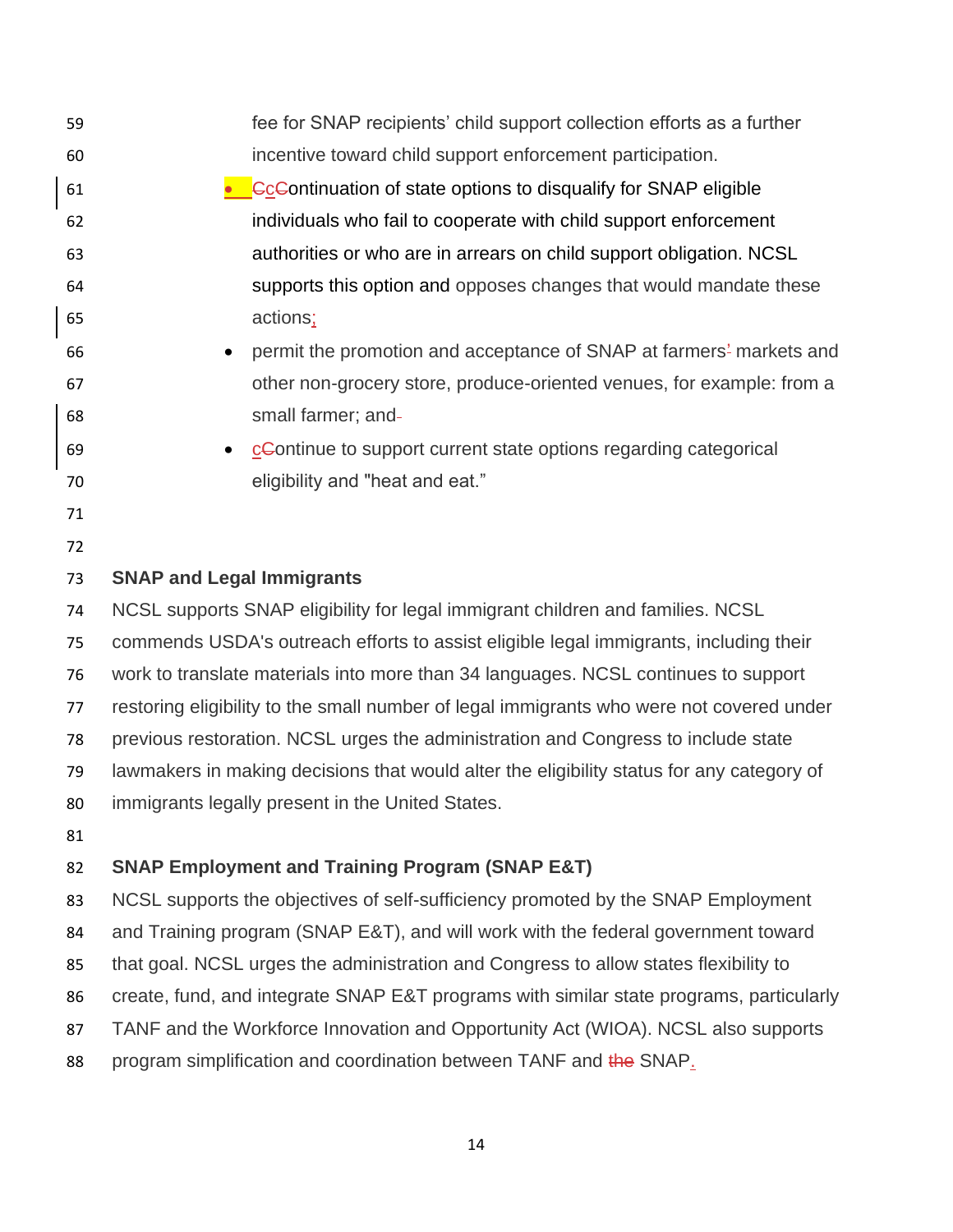fee for SNAP recipients' child support collection efforts as a further incentive toward child support enforcement participation.

- Continuation of state options to disqualify for SNAP eligible individuals who fail to cooperate with child support enforcement authorities or who are in arrears on child support obligation. NCSL supports this option and opposes changes that would mandate these actions;
- permit the promotion and acceptance of SNAP at farmers' markets and other non-grocery store, produce-oriented venues, for example: from a small farmer; and
- continue to support current state options regarding categorical eligibility and "heat and eat."

**SNAP and Legal Immigrants**

NCSL supports SNAP eligibility for legal immigrant children and families. NCSL commends USDA's outreach efforts to assist eligible legal immigrants, including their work to translate materials into more than 34 languages. NCSL continues to support restoring eligibility to the small number of legal immigrants who were not covered under previous restoration. NCSL urges the administration and Congress to include state lawmakers in making decisions that would alter the eligibility status for any category of immigrants legally present in the United States.

**SNAP Employment and Training Program (SNAP E&T)**

NCSL supports the objectives of self-sufficiency promoted by the SNAP Employment and Training program (SNAP E&T), and will work with the federal government toward that goal. NCSL urges the administration and Congress to allow states flexibility to create, fund, and integrate SNAP E&T programs with similar state programs, particularly TANF and the Workforce Innovation and Opportunity Act (WIOA). NCSL also supports program simplification and coordination between TANF and SNAP.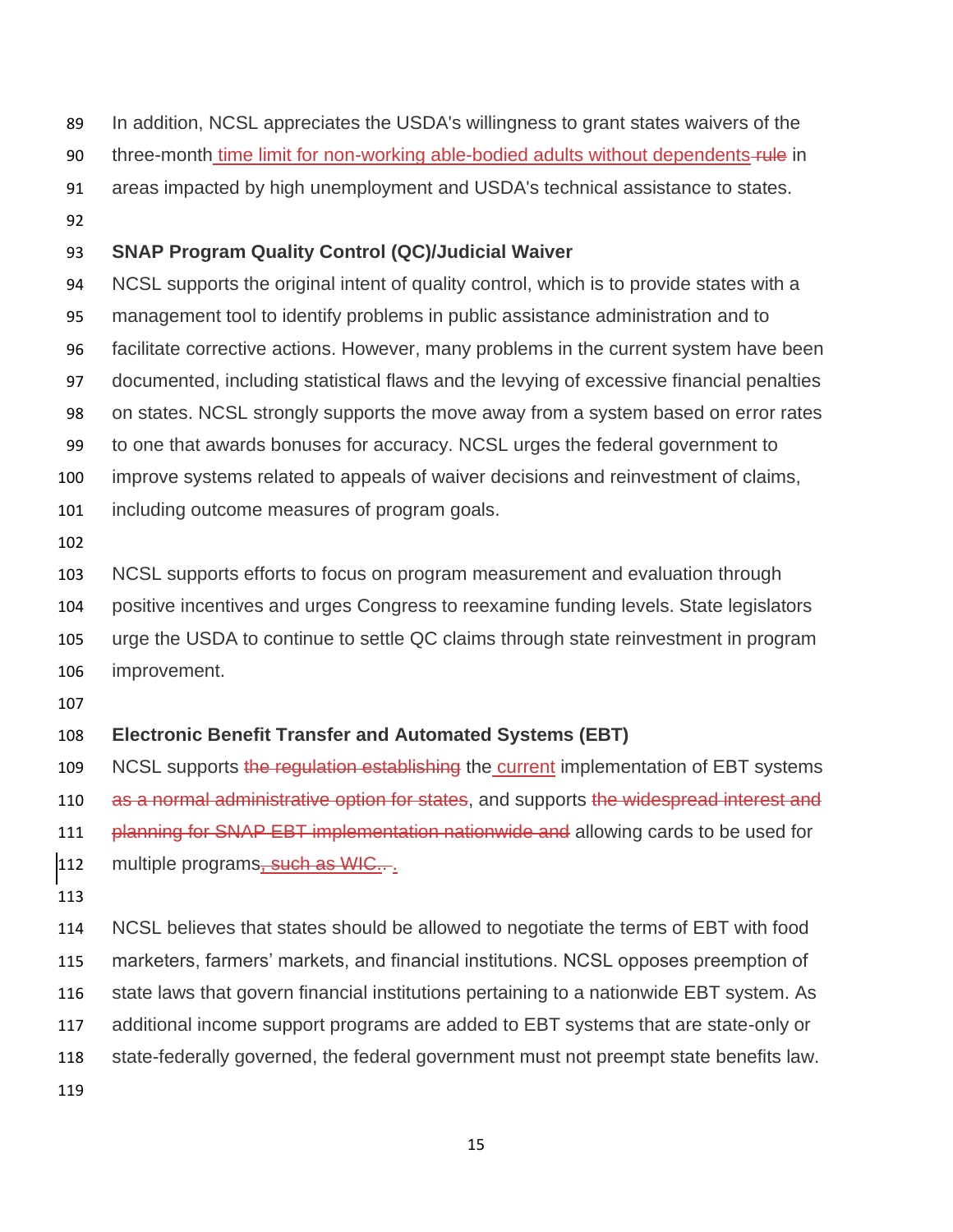In addition, NCSL appreciates the USDA's willingness to grant states waivers of the three-month time limit for non-working able-bodied adults without dependents ~~rule~~ in areas impacted by high unemployment and USDA's technical assistance to states.

### SNAP Program Quality Control (QC)/Judicial Waiver

NCSL supports the original intent of quality control, which is to provide states with a management tool to identify problems in public assistance administration and to facilitate corrective actions. However, many problems in the current system have been documented, including statistical flaws and the levying of excessive financial penalties on states. NCSL strongly supports the move away from a system based on error rates to one that awards bonuses for accuracy. NCSL urges the federal government to improve systems related to appeals of waiver decisions and reinvestment of claims, including outcome measures of program goals.

NCSL supports efforts to focus on program measurement and evaluation through positive incentives and urges Congress to reexamine funding levels. State legislators urge the USDA to continue to settle QC claims through state reinvestment in program improvement.

### Electronic Benefit Transfer and Automated Systems (EBT)

NCSL supports ~~the regulation establishing~~ the current implementation of EBT systems ~~as a normal administrative option for states~~, and supports ~~the widespread interest and planning for SNAP EBT implementation nationwide and~~ allowing cards to be used for multiple programs~~, such as WIC.~~.

NCSL believes that states should be allowed to negotiate the terms of EBT with food marketers, farmers' markets, and financial institutions. NCSL opposes preemption of state laws that govern financial institutions pertaining to a nationwide EBT system. As additional income support programs are added to EBT systems that are state-only or state-federally governed, the federal government must not preempt state benefits law.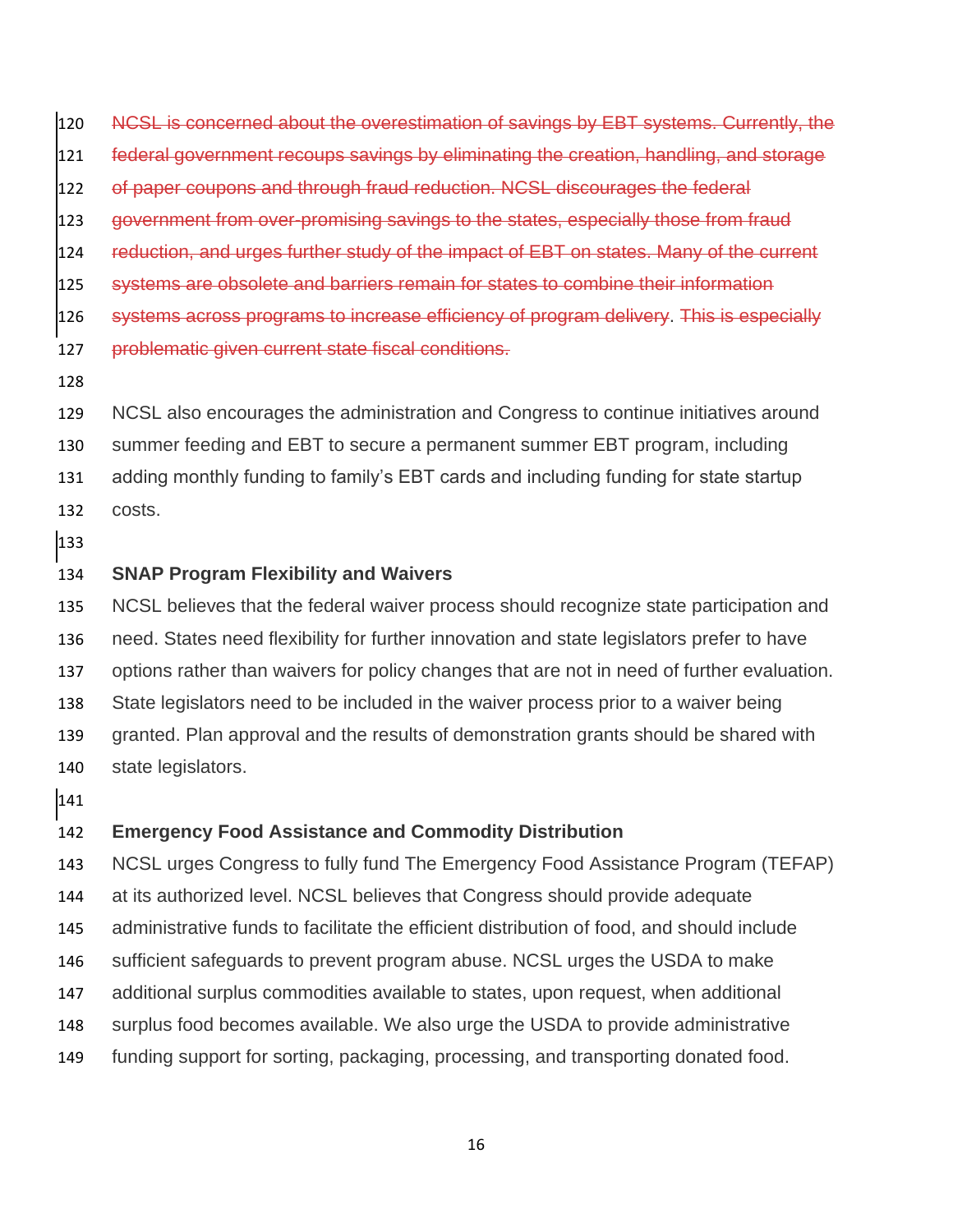~~NCSL is concerned about the overestimation of savings by EBT systems. Currently, the federal government recoups savings by eliminating the creation, handling, and storage of paper coupons and through fraud reduction. NCSL discourages the federal government from over-promising savings to the states, especially those from fraud reduction, and urges further study of the impact of EBT on states. Many of the current systems are obsolete and barriers remain for states to combine their information systems across programs to increase efficiency of program delivery~~. ~~This is especially problematic given current state fiscal conditions.~~

NCSL also encourages the administration and Congress to continue initiatives around summer feeding and EBT to secure a permanent summer EBT program, including adding monthly funding to family's EBT cards and including funding for state startup costs.

**SNAP Program Flexibility and Waivers**

NCSL believes that the federal waiver process should recognize state participation and need. States need flexibility for further innovation and state legislators prefer to have options rather than waivers for policy changes that are not in need of further evaluation. State legislators need to be included in the waiver process prior to a waiver being granted. Plan approval and the results of demonstration grants should be shared with state legislators.

**Emergency Food Assistance and Commodity Distribution**

NCSL urges Congress to fully fund The Emergency Food Assistance Program (TEFAP) at its authorized level. NCSL believes that Congress should provide adequate administrative funds to facilitate the efficient distribution of food, and should include sufficient safeguards to prevent program abuse. NCSL urges the USDA to make additional surplus commodities available to states, upon request, when additional surplus food becomes available. We also urge the USDA to provide administrative funding support for sorting, packaging, processing, and transporting donated food.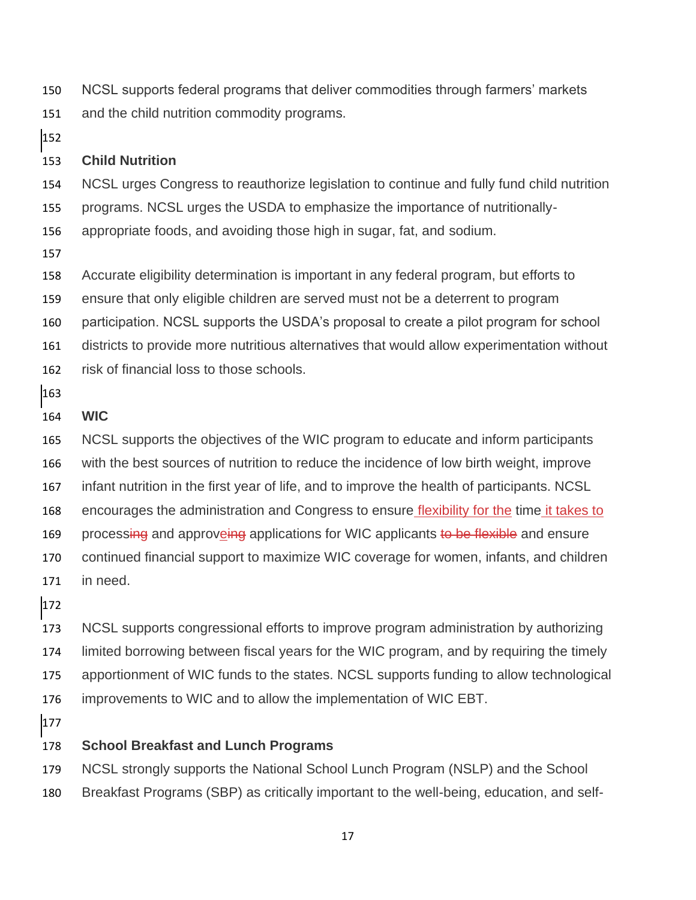NCSL supports federal programs that deliver commodities through farmers' markets and the child nutrition commodity programs.

**Child Nutrition**

NCSL urges Congress to reauthorize legislation to continue and fully fund child nutrition programs. NCSL urges the USDA to emphasize the importance of nutritionally-appropriate foods, and avoiding those high in sugar, fat, and sodium.

Accurate eligibility determination is important in any federal program, but efforts to ensure that only eligible children are served must not be a deterrent to program participation. NCSL supports the USDA's proposal to create a pilot program for school districts to provide more nutritious alternatives that would allow experimentation without risk of financial loss to those schools.

**WIC**

NCSL supports the objectives of the WIC program to educate and inform participants with the best sources of nutrition to reduce the incidence of low birth weight, improve infant nutrition in the first year of life, and to improve the health of participants. NCSL encourages the administration and Congress to ensure flexibility for the time it takes to process~~ing~~ and approve~~ing~~ applications for WIC applicants ~~to be flexible~~ and ensure continued financial support to maximize WIC coverage for women, infants, and children in need.

NCSL supports congressional efforts to improve program administration by authorizing limited borrowing between fiscal years for the WIC program, and by requiring the timely apportionment of WIC funds to the states. NCSL supports funding to allow technological improvements to WIC and to allow the implementation of WIC EBT.

**School Breakfast and Lunch Programs**

NCSL strongly supports the National School Lunch Program (NSLP) and the School Breakfast Programs (SBP) as critically important to the well-being, education, and self-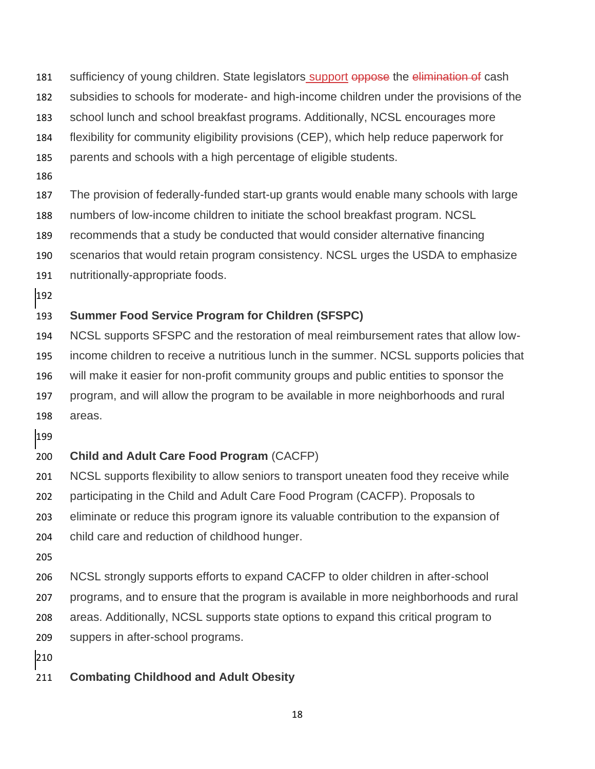sufficiency of young children. State legislators support ~~oppose~~ the ~~elimination of~~ cash subsidies to schools for moderate- and high-income children under the provisions of the school lunch and school breakfast programs. Additionally, NCSL encourages more flexibility for community eligibility provisions (CEP), which help reduce paperwork for parents and schools with a high percentage of eligible students.

The provision of federally-funded start-up grants would enable many schools with large numbers of low-income children to initiate the school breakfast program. NCSL recommends that a study be conducted that would consider alternative financing scenarios that would retain program consistency. NCSL urges the USDA to emphasize nutritionally-appropriate foods.

**Summer Food Service Program for Children (SFSPC)**

NCSL supports SFSPC and the restoration of meal reimbursement rates that allow low-income children to receive a nutritious lunch in the summer. NCSL supports policies that will make it easier for non-profit community groups and public entities to sponsor the program, and will allow the program to be available in more neighborhoods and rural areas.

**Child and Adult Care Food Program** (CACFP)

NCSL supports flexibility to allow seniors to transport uneaten food they receive while participating in the Child and Adult Care Food Program (CACFP). Proposals to eliminate or reduce this program ignore its valuable contribution to the expansion of child care and reduction of childhood hunger.

NCSL strongly supports efforts to expand CACFP to older children in after-school programs, and to ensure that the program is available in more neighborhoods and rural areas. Additionally, NCSL supports state options to expand this critical program to suppers in after-school programs.

**Combating Childhood and Adult Obesity**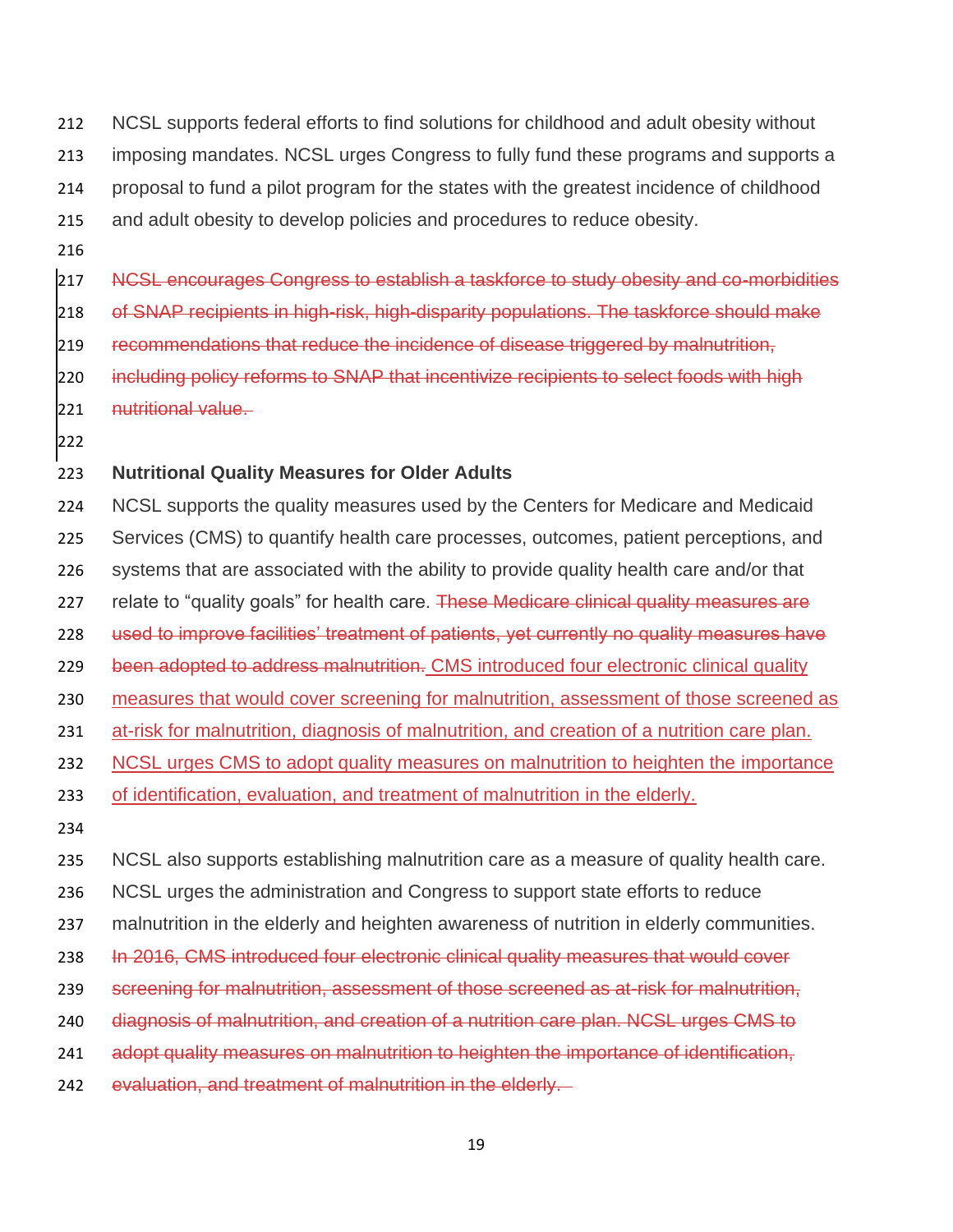NCSL supports federal efforts to find solutions for childhood and adult obesity without imposing mandates. NCSL urges Congress to fully fund these programs and supports a proposal to fund a pilot program for the states with the greatest incidence of childhood and adult obesity to develop policies and procedures to reduce obesity.

~~NCSL encourages Congress to establish a taskforce to study obesity and co-morbidities of SNAP recipients in high-risk, high-disparity populations. The taskforce should make recommendations that reduce the incidence of disease triggered by malnutrition, including policy reforms to SNAP that incentivize recipients to select foods with high nutritional value.~~

**Nutritional Quality Measures for Older Adults**

NCSL supports the quality measures used by the Centers for Medicare and Medicaid Services (CMS) to quantify health care processes, outcomes, patient perceptions, and systems that are associated with the ability to provide quality health care and/or that relate to "quality goals" for health care. ~~These Medicare clinical quality measures are used to improve facilities' treatment of patients, yet currently no quality measures have been adopted to address malnutrition.~~ <u>CMS introduced four electronic clinical quality measures that would cover screening for malnutrition, assessment of those screened as at-risk for malnutrition, diagnosis of malnutrition, and creation of a nutrition care plan. NCSL urges CMS to adopt quality measures on malnutrition to heighten the importance of identification, evaluation, and treatment of malnutrition in the elderly.</u>

NCSL also supports establishing malnutrition care as a measure of quality health care. NCSL urges the administration and Congress to support state efforts to reduce malnutrition in the elderly and heighten awareness of nutrition in elderly communities. ~~In 2016, CMS introduced four electronic clinical quality measures that would cover screening for malnutrition, assessment of those screened as at-risk for malnutrition, diagnosis of malnutrition, and creation of a nutrition care plan. NCSL urges CMS to adopt quality measures on malnutrition to heighten the importance of identification, evaluation, and treatment of malnutrition in the elderly.~~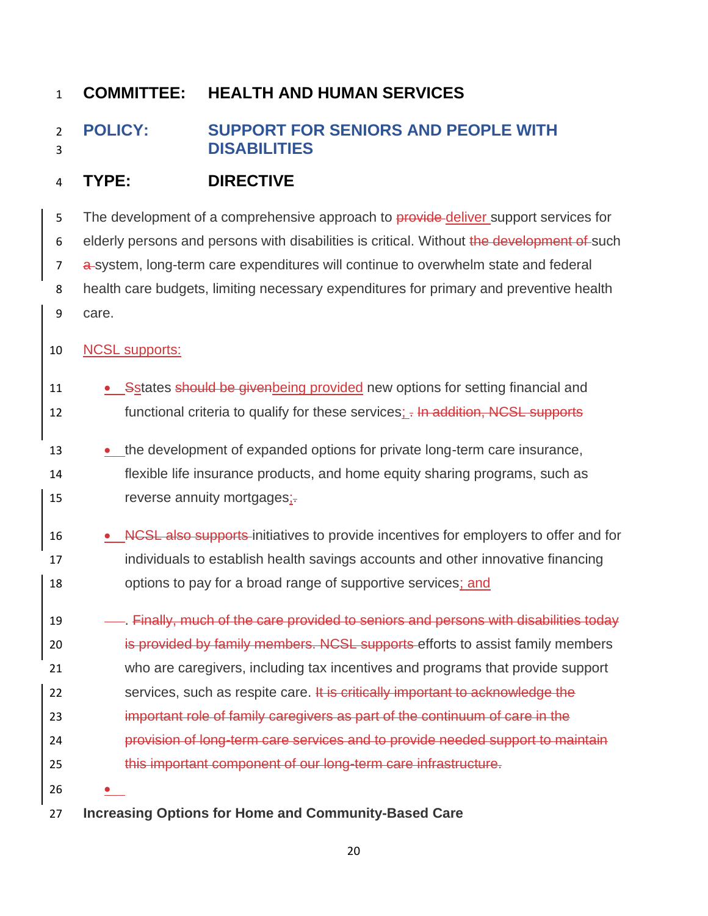**COMMITTEE:** **HEALTH AND HUMAN SERVICES**

## POLICY: SUPPORT FOR SENIORS AND PEOPLE WITH DISABILITIES

**TYPE:** **DIRECTIVE**

The development of a comprehensive approach to ~~provide~~ deliver support services for elderly persons and persons with disabilities is critical. Without ~~the development of~~ such ~~a~~ system, long-term care expenditures will continue to overwhelm state and federal health care budgets, limiting necessary expenditures for primary and preventive health care.

NCSL supports:

- ~~S~~states ~~should be given~~being provided new options for setting financial and functional criteria to qualify for these services; ~~. In addition, NCSL supports~~
- the development of expanded options for private long-term care insurance, flexible life insurance products, and home equity sharing programs, such as reverse annuity mortgages;~~.~~
- ~~NCSL also supports~~ initiatives to provide incentives for employers to offer and for individuals to establish health savings accounts and other innovative financing options to pay for a broad range of supportive services; and
- ~~. Finally, much of the care provided to seniors and persons with disabilities today is provided by family members. NCSL supports~~ efforts to assist family members who are caregivers, including tax incentives and programs that provide support services, such as respite care. ~~It is critically important to acknowledge the important role of family caregivers as part of the continuum of care in the provision of long-term care services and to provide needed support to maintain this important component of our long-term care infrastructure.~~

**Increasing Options for Home and Community-Based Care**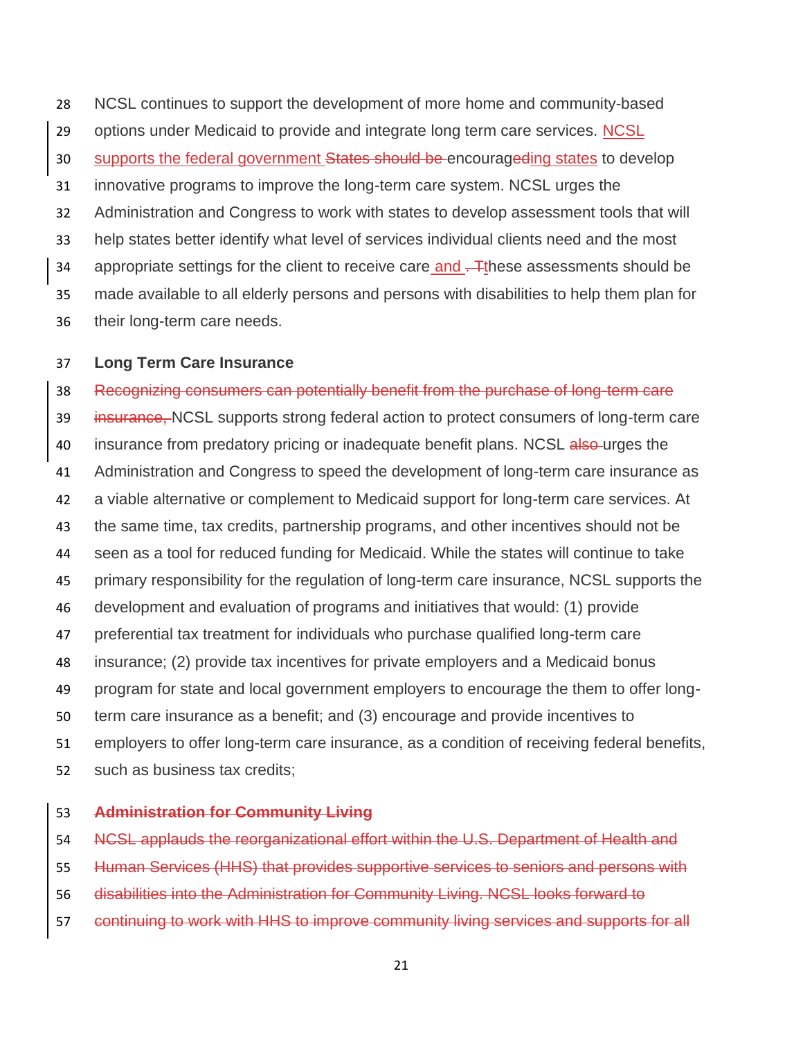NCSL continues to support the development of more home and community-based options under Medicaid to provide and integrate long term care services. <ins>NCSL supports the federal government </ins>~~States should be~~ encourag~~ed~~<ins>ing states</ins> to develop innovative programs to improve the long-term care system. NCSL urges the Administration and Congress to work with states to develop assessment tools that will help states better identify what level of services individual clients need and the most appropriate settings for the client to receive care<ins> and </ins>~~. T~~these assessments should be made available to all elderly persons and persons with disabilities to help them plan for their long-term care needs.

**Long Term Care Insurance**

~~Recognizing consumers can potentially benefit from the purchase of long-term care insurance,~~ NCSL supports strong federal action to protect consumers of long-term care insurance from predatory pricing or inadequate benefit plans. NCSL ~~also~~ urges the Administration and Congress to speed the development of long-term care insurance as a viable alternative or complement to Medicaid support for long-term care services. At the same time, tax credits, partnership programs, and other incentives should not be seen as a tool for reduced funding for Medicaid. While the states will continue to take primary responsibility for the regulation of long-term care insurance, NCSL supports the development and evaluation of programs and initiatives that would: (1) provide preferential tax treatment for individuals who purchase qualified long-term care insurance; (2) provide tax incentives for private employers and a Medicaid bonus program for state and local government employers to encourage the them to offer long-term care insurance as a benefit; and (3) encourage and provide incentives to employers to offer long-term care insurance, as a condition of receiving federal benefits, such as business tax credits;

~~**Administration for Community Living**~~

~~NCSL applauds the reorganizational effort within the U.S. Department of Health and Human Services (HHS) that provides supportive services to seniors and persons with disabilities into the Administration for Community Living. NCSL looks forward to continuing to work with HHS to improve community living services and supports for all~~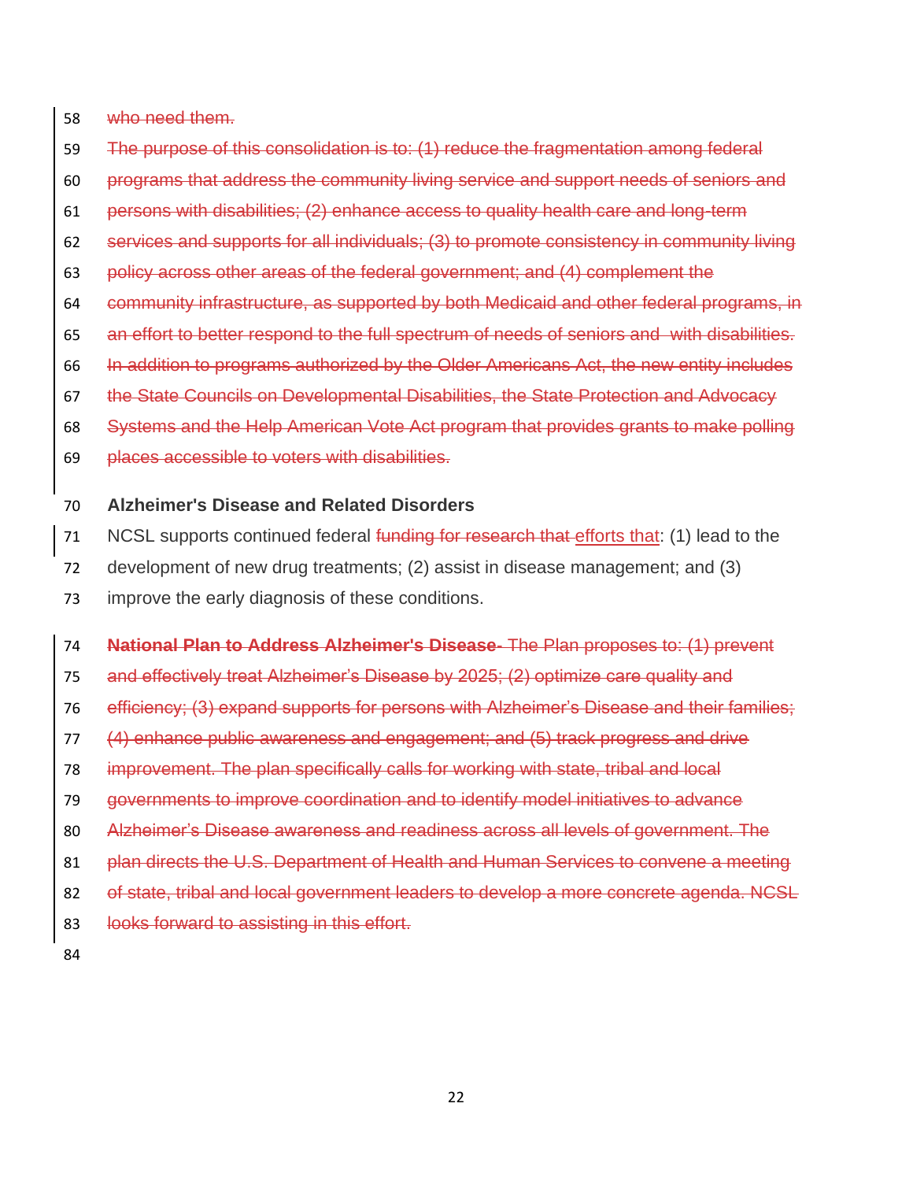~~who need them.~~

~~The purpose of this consolidation is to: (1) reduce the fragmentation among federal programs that address the community living service and support needs of seniors and persons with disabilities; (2) enhance access to quality health care and long-term services and supports for all individuals; (3) to promote consistency in community living policy across other areas of the federal government; and (4) complement the community infrastructure, as supported by both Medicaid and other federal programs, in an effort to better respond to the full spectrum of needs of seniors and with disabilities. In addition to programs authorized by the Older Americans Act, the new entity includes the State Councils on Developmental Disabilities, the State Protection and Advocacy Systems and the Help American Vote Act program that provides grants to make polling places accessible to voters with disabilities.~~

**Alzheimer's Disease and Related Disorders**

NCSL supports continued federal ~~funding for research that~~ <u>efforts that</u>: (1) lead to the development of new drug treatments; (2) assist in disease management; and (3) improve the early diagnosis of these conditions.

~~**National Plan to Address Alzheimer's Disease**- The Plan proposes to: (1) prevent and effectively treat Alzheimer's Disease by 2025; (2) optimize care quality and efficiency; (3) expand supports for persons with Alzheimer's Disease and their families; (4) enhance public awareness and engagement; and (5) track progress and drive improvement. The plan specifically calls for working with state, tribal and local governments to improve coordination and to identify model initiatives to advance Alzheimer's Disease awareness and readiness across all levels of government. The plan directs the U.S. Department of Health and Human Services to convene a meeting of state, tribal and local government leaders to develop a more concrete agenda. NCSL looks forward to assisting in this effort.~~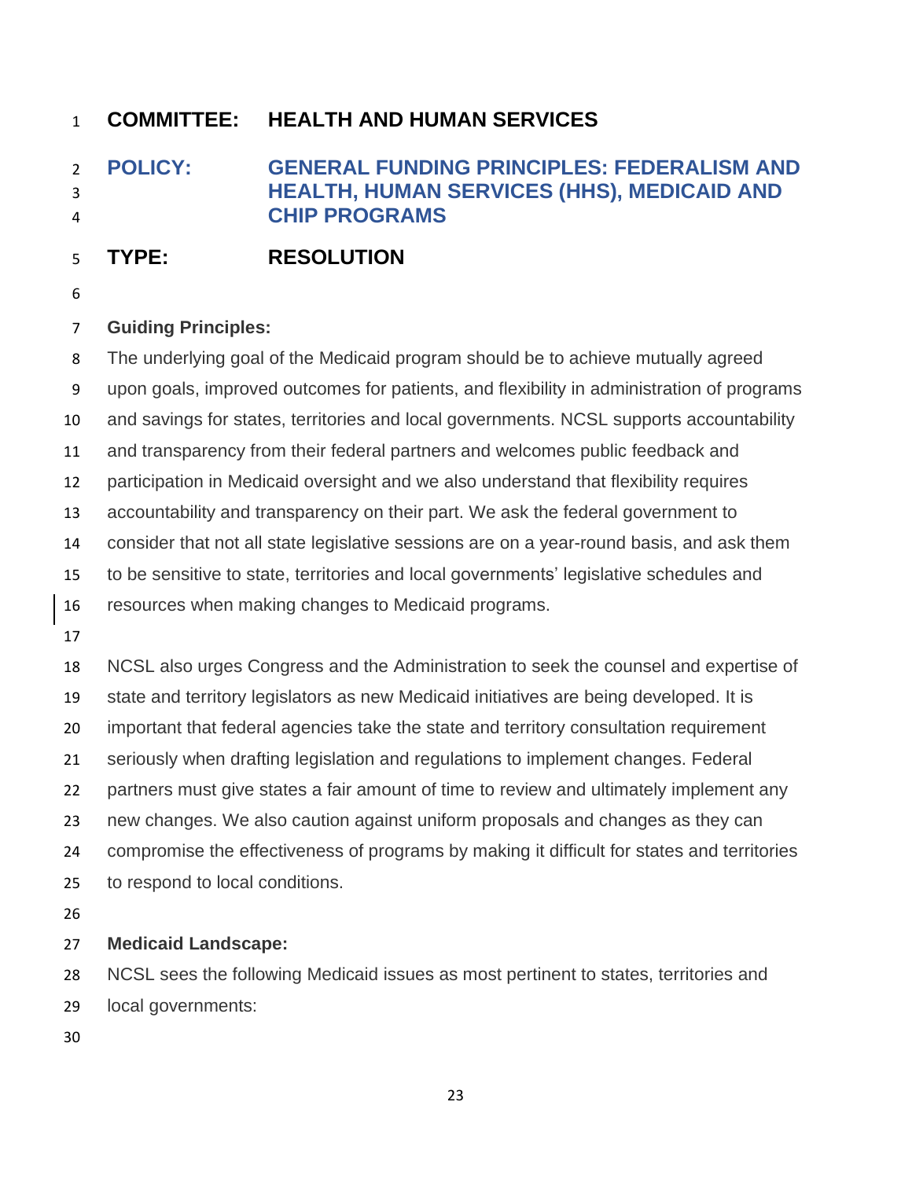**COMMITTEE:** **HEALTH AND HUMAN SERVICES**

**POLICY:** **GENERAL FUNDING PRINCIPLES: FEDERALISM AND HEALTH, HUMAN SERVICES (HHS), MEDICAID AND CHIP PROGRAMS**

**TYPE:** **RESOLUTION**

**Guiding Principles:**

The underlying goal of the Medicaid program should be to achieve mutually agreed upon goals, improved outcomes for patients, and flexibility in administration of programs and savings for states, territories and local governments. NCSL supports accountability and transparency from their federal partners and welcomes public feedback and participation in Medicaid oversight and we also understand that flexibility requires accountability and transparency on their part. We ask the federal government to consider that not all state legislative sessions are on a year-round basis, and ask them to be sensitive to state, territories and local governments' legislative schedules and resources when making changes to Medicaid programs.

NCSL also urges Congress and the Administration to seek the counsel and expertise of state and territory legislators as new Medicaid initiatives are being developed. It is important that federal agencies take the state and territory consultation requirement seriously when drafting legislation and regulations to implement changes. Federal partners must give states a fair amount of time to review and ultimately implement any new changes. We also caution against uniform proposals and changes as they can compromise the effectiveness of programs by making it difficult for states and territories to respond to local conditions.

**Medicaid Landscape:**

NCSL sees the following Medicaid issues as most pertinent to states, territories and local governments: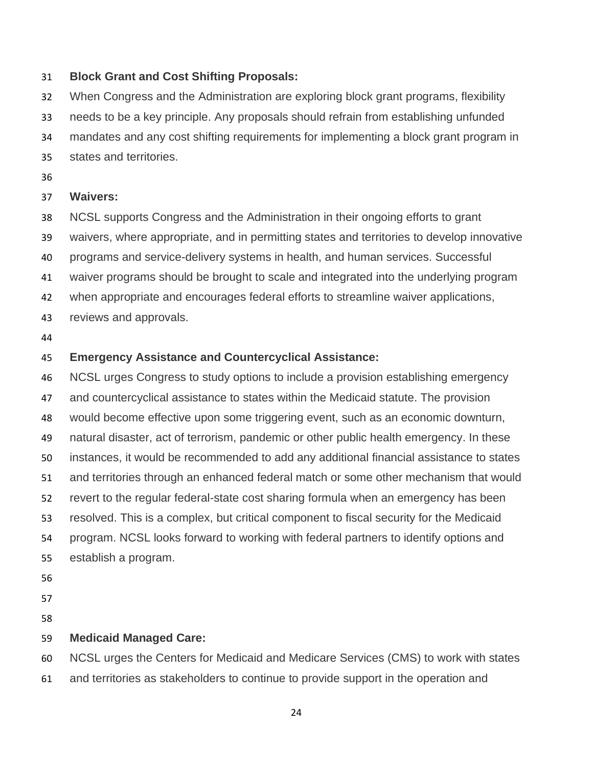**Block Grant and Cost Shifting Proposals:**

When Congress and the Administration are exploring block grant programs, flexibility needs to be a key principle. Any proposals should refrain from establishing unfunded mandates and any cost shifting requirements for implementing a block grant program in states and territories.

**Waivers:**

NCSL supports Congress and the Administration in their ongoing efforts to grant waivers, where appropriate, and in permitting states and territories to develop innovative programs and service-delivery systems in health, and human services. Successful waiver programs should be brought to scale and integrated into the underlying program when appropriate and encourages federal efforts to streamline waiver applications, reviews and approvals.

**Emergency Assistance and Countercyclical Assistance:**

NCSL urges Congress to study options to include a provision establishing emergency and countercyclical assistance to states within the Medicaid statute. The provision would become effective upon some triggering event, such as an economic downturn, natural disaster, act of terrorism, pandemic or other public health emergency. In these instances, it would be recommended to add any additional financial assistance to states and territories through an enhanced federal match or some other mechanism that would revert to the regular federal-state cost sharing formula when an emergency has been resolved. This is a complex, but critical component to fiscal security for the Medicaid program. NCSL looks forward to working with federal partners to identify options and establish a program.

**Medicaid Managed Care:**

NCSL urges the Centers for Medicaid and Medicare Services (CMS) to work with states and territories as stakeholders to continue to provide support in the operation and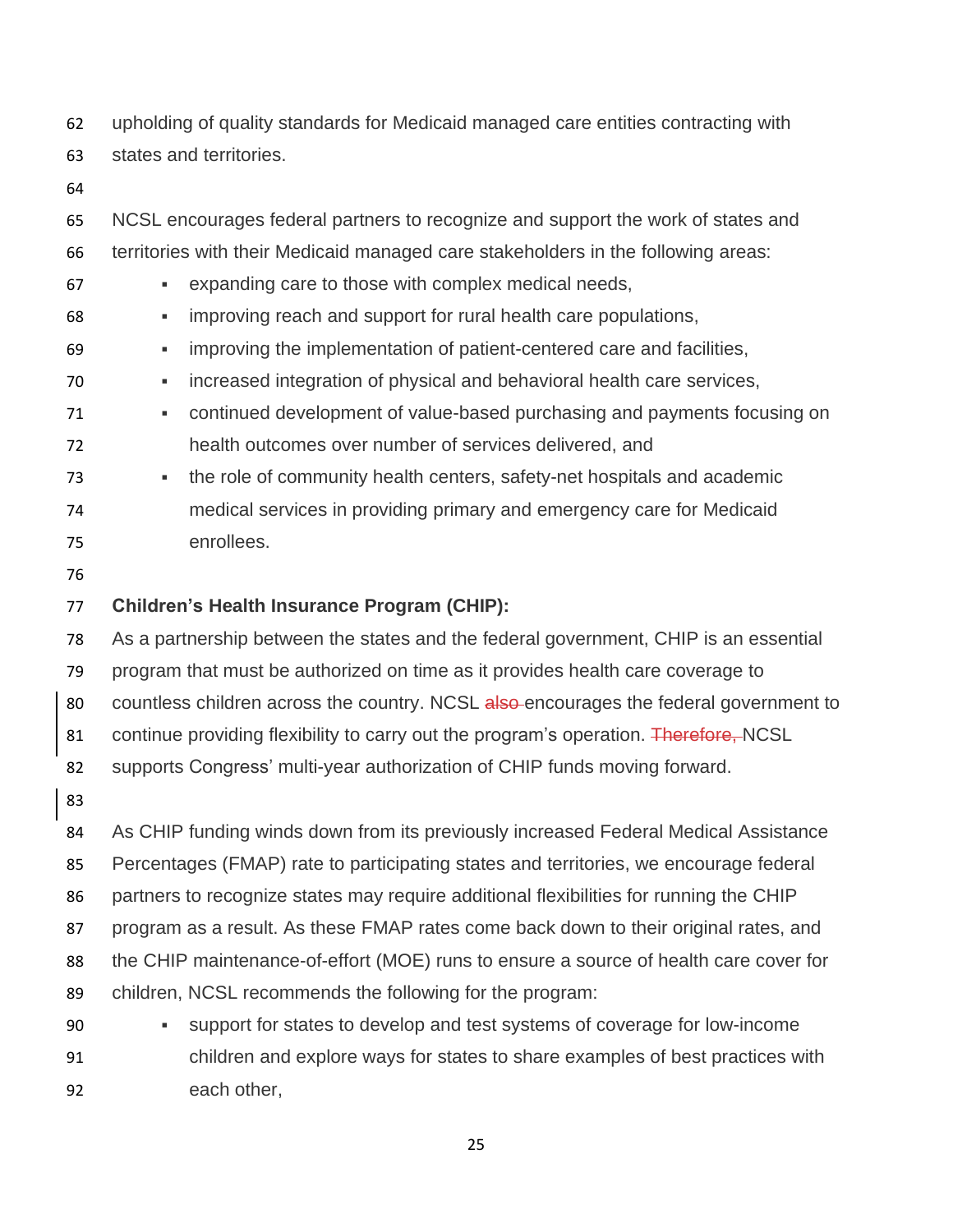upholding of quality standards for Medicaid managed care entities contracting with states and territories.

NCSL encourages federal partners to recognize and support the work of states and territories with their Medicaid managed care stakeholders in the following areas:

- expanding care to those with complex medical needs,
- improving reach and support for rural health care populations,
- improving the implementation of patient-centered care and facilities,
- increased integration of physical and behavioral health care services,
- continued development of value-based purchasing and payments focusing on health outcomes over number of services delivered, and
- the role of community health centers, safety-net hospitals and academic medical services in providing primary and emergency care for Medicaid enrollees.

**Children's Health Insurance Program (CHIP):**

As a partnership between the states and the federal government, CHIP is an essential program that must be authorized on time as it provides health care coverage to countless children across the country. NCSL ~~also~~ encourages the federal government to continue providing flexibility to carry out the program's operation. ~~Therefore,~~ NCSL supports Congress' multi-year authorization of CHIP funds moving forward.

As CHIP funding winds down from its previously increased Federal Medical Assistance Percentages (FMAP) rate to participating states and territories, we encourage federal partners to recognize states may require additional flexibilities for running the CHIP program as a result. As these FMAP rates come back down to their original rates, and the CHIP maintenance-of-effort (MOE) runs to ensure a source of health care cover for children, NCSL recommends the following for the program:

- support for states to develop and test systems of coverage for low-income children and explore ways for states to share examples of best practices with each other,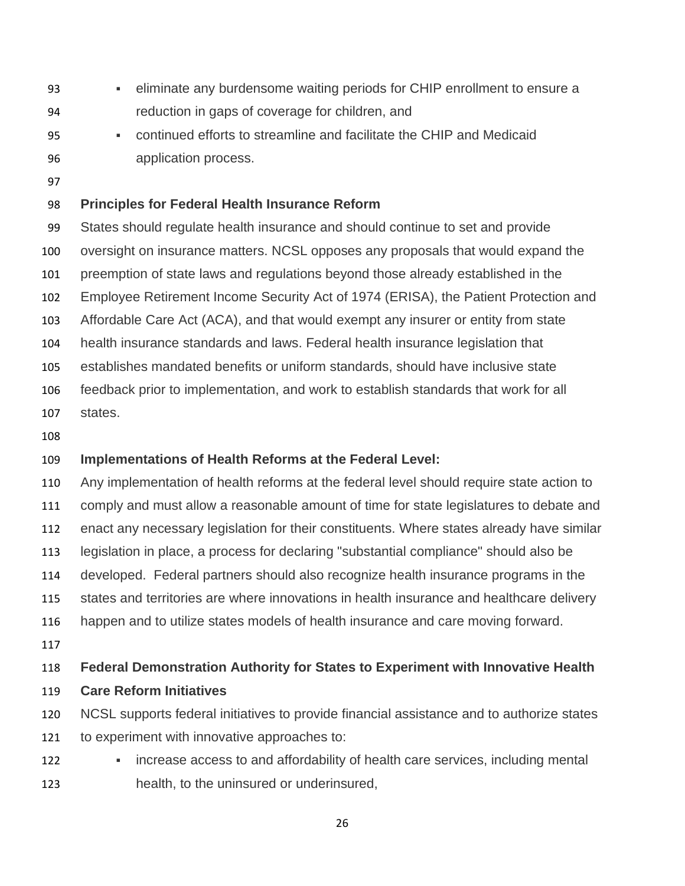- eliminate any burdensome waiting periods for CHIP enrollment to ensure a reduction in gaps of coverage for children, and
- continued efforts to streamline and facilitate the CHIP and Medicaid application process.

**Principles for Federal Health Insurance Reform**

States should regulate health insurance and should continue to set and provide oversight on insurance matters. NCSL opposes any proposals that would expand the preemption of state laws and regulations beyond those already established in the Employee Retirement Income Security Act of 1974 (ERISA), the Patient Protection and Affordable Care Act (ACA), and that would exempt any insurer or entity from state health insurance standards and laws. Federal health insurance legislation that establishes mandated benefits or uniform standards, should have inclusive state feedback prior to implementation, and work to establish standards that work for all states.

**Implementations of Health Reforms at the Federal Level:**

Any implementation of health reforms at the federal level should require state action to comply and must allow a reasonable amount of time for state legislatures to debate and enact any necessary legislation for their constituents. Where states already have similar legislation in place, a process for declaring "substantial compliance" should also be developed. Federal partners should also recognize health insurance programs in the states and territories are where innovations in health insurance and healthcare delivery happen and to utilize states models of health insurance and care moving forward.

**Federal Demonstration Authority for States to Experiment with Innovative Health Care Reform Initiatives**

NCSL supports federal initiatives to provide financial assistance and to authorize states to experiment with innovative approaches to:

- increase access to and affordability of health care services, including mental health, to the uninsured or underinsured,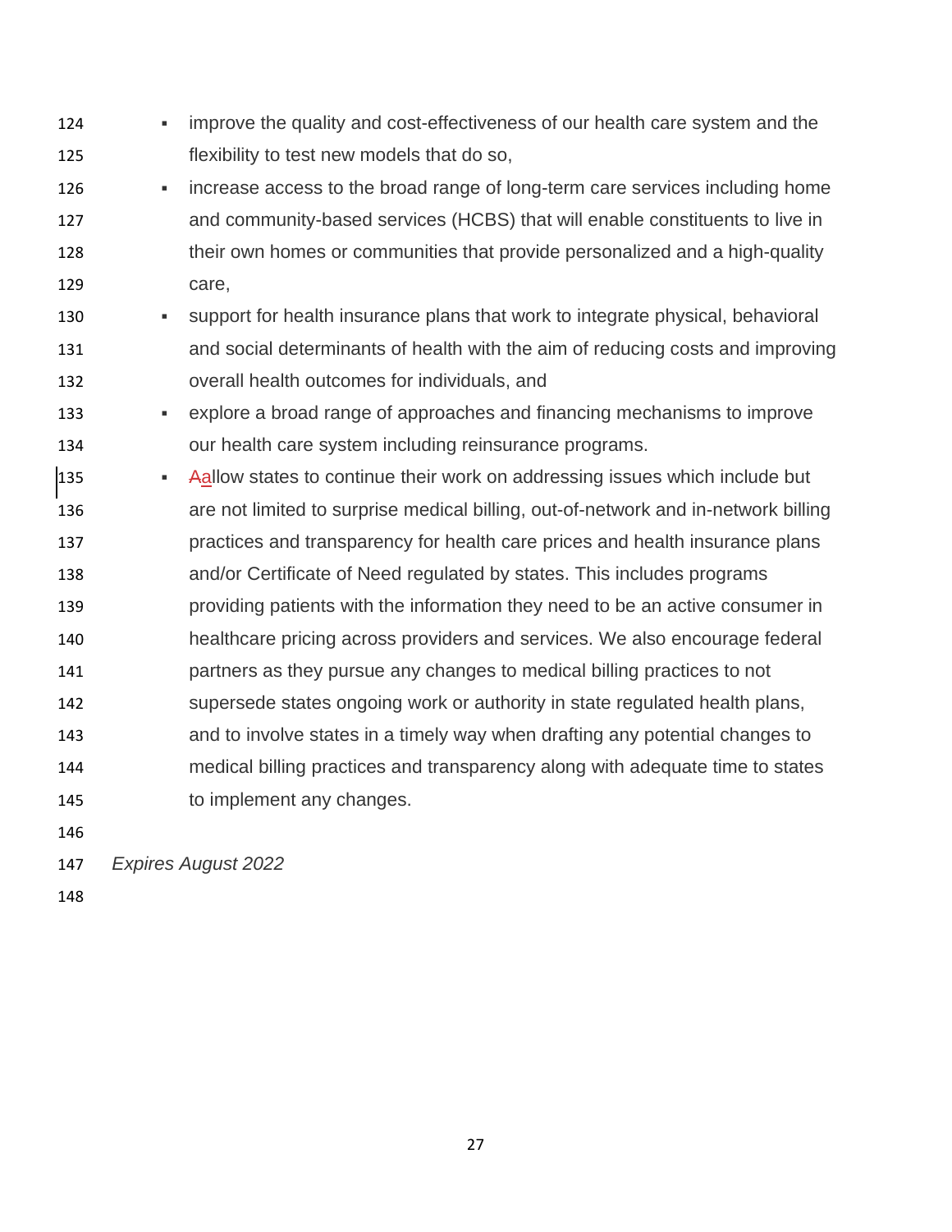- improve the quality and cost-effectiveness of our health care system and the flexibility to test new models that do so,
- increase access to the broad range of long-term care services including home and community-based services (HCBS) that will enable constituents to live in their own homes or communities that provide personalized and a high-quality care,
- support for health insurance plans that work to integrate physical, behavioral and social determinants of health with the aim of reducing costs and improving overall health outcomes for individuals, and
- explore a broad range of approaches and financing mechanisms to improve our health care system including reinsurance programs.
- ~~A~~allow states to continue their work on addressing issues which include but are not limited to surprise medical billing, out-of-network and in-network billing practices and transparency for health care prices and health insurance plans and/or Certificate of Need regulated by states. This includes programs providing patients with the information they need to be an active consumer in healthcare pricing across providers and services. We also encourage federal partners as they pursue any changes to medical billing practices to not supersede states ongoing work or authority in state regulated health plans, and to involve states in a timely way when drafting any potential changes to medical billing practices and transparency along with adequate time to states to implement any changes.

*Expires August 2022*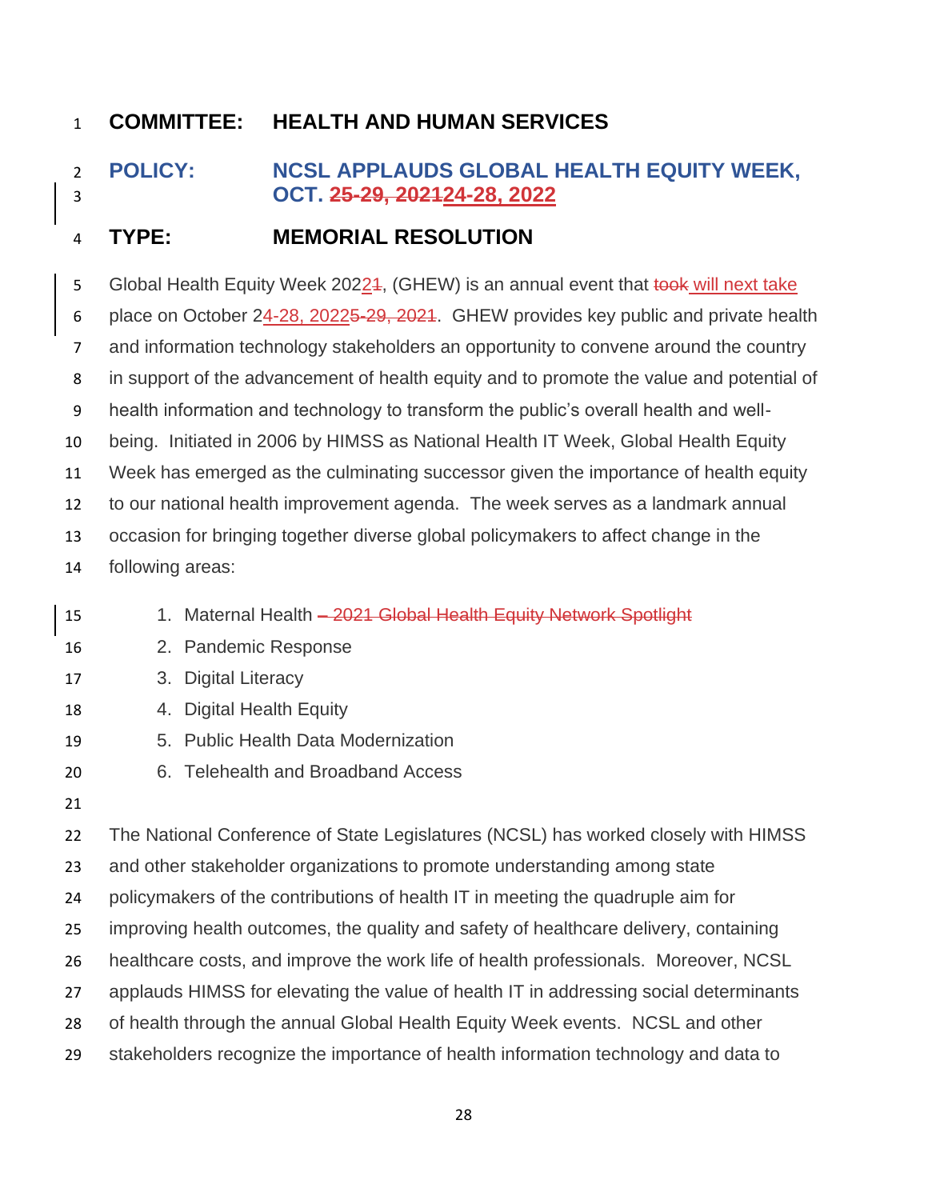**COMMITTEE: HEALTH AND HUMAN SERVICES**

**POLICY: NCSL APPLAUDS GLOBAL HEALTH EQUITY WEEK, OCT. ~~25-29, 2021~~24-28, 2022**

**TYPE: MEMORIAL RESOLUTION**

Global Health Equity Week 2022~~1~~, (GHEW) is an annual event that ~~took~~ will next take place on October 24-28, 2022~~5-29, 2021~~. GHEW provides key public and private health and information technology stakeholders an opportunity to convene around the country in support of the advancement of health equity and to promote the value and potential of health information and technology to transform the public's overall health and well-being. Initiated in 2006 by HIMSS as National Health IT Week, Global Health Equity Week has emerged as the culminating successor given the importance of health equity to our national health improvement agenda. The week serves as a landmark annual occasion for bringing together diverse global policymakers to affect change in the following areas:

1. Maternal Health ~~– 2021 Global Health Equity Network Spotlight~~
2. Pandemic Response
3. Digital Literacy
4. Digital Health Equity
5. Public Health Data Modernization
6. Telehealth and Broadband Access

The National Conference of State Legislatures (NCSL) has worked closely with HIMSS and other stakeholder organizations to promote understanding among state policymakers of the contributions of health IT in meeting the quadruple aim for improving health outcomes, the quality and safety of healthcare delivery, containing healthcare costs, and improve the work life of health professionals. Moreover, NCSL applauds HIMSS for elevating the value of health IT in addressing social determinants of health through the annual Global Health Equity Week events. NCSL and other stakeholders recognize the importance of health information technology and data to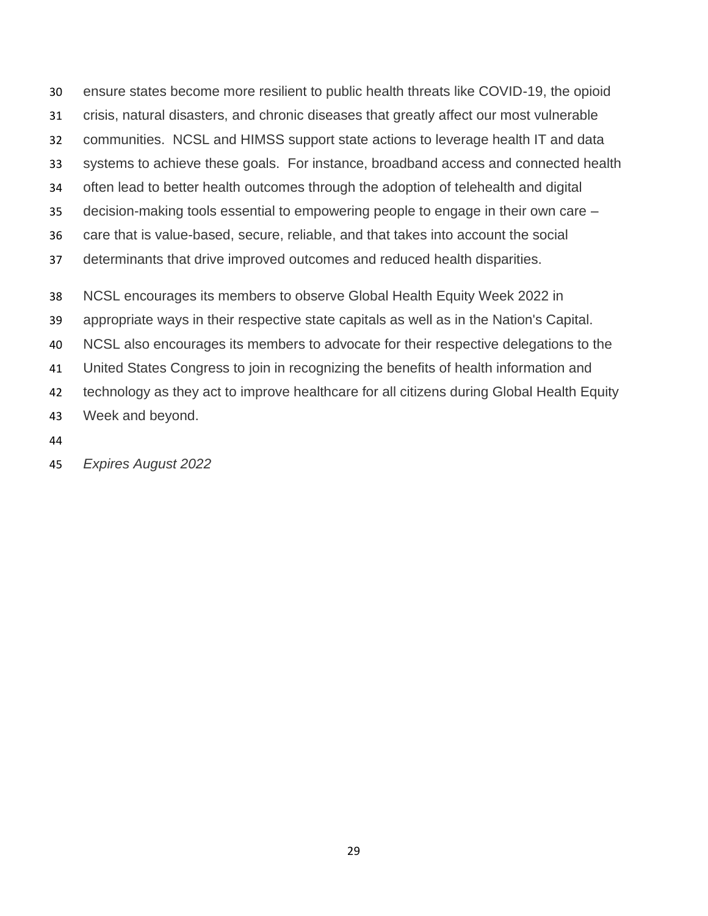ensure states become more resilient to public health threats like COVID-19, the opioid crisis, natural disasters, and chronic diseases that greatly affect our most vulnerable communities. NCSL and HIMSS support state actions to leverage health IT and data systems to achieve these goals. For instance, broadband access and connected health often lead to better health outcomes through the adoption of telehealth and digital decision-making tools essential to empowering people to engage in their own care – care that is value-based, secure, reliable, and that takes into account the social determinants that drive improved outcomes and reduced health disparities.

NCSL encourages its members to observe Global Health Equity Week 2022 in appropriate ways in their respective state capitals as well as in the Nation's Capital. NCSL also encourages its members to advocate for their respective delegations to the United States Congress to join in recognizing the benefits of health information and technology as they act to improve healthcare for all citizens during Global Health Equity Week and beyond.

*Expires August 2022*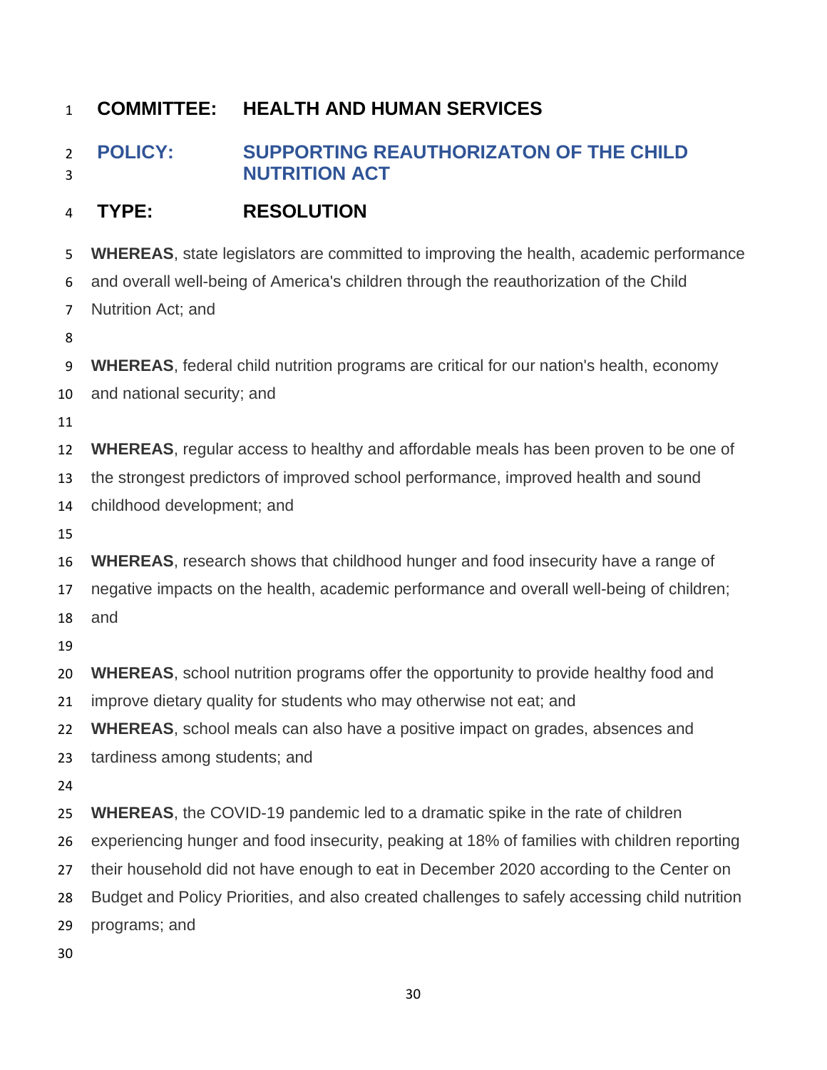**COMMITTEE: HEALTH AND HUMAN SERVICES**

**POLICY: SUPPORTING REAUTHORIZATON OF THE CHILD NUTRITION ACT**

**TYPE: RESOLUTION**

**WHEREAS**, state legislators are committed to improving the health, academic performance and overall well-being of America's children through the reauthorization of the Child Nutrition Act; and

**WHEREAS**, federal child nutrition programs are critical for our nation's health, economy and national security; and

**WHEREAS**, regular access to healthy and affordable meals has been proven to be one of the strongest predictors of improved school performance, improved health and sound childhood development; and

**WHEREAS**, research shows that childhood hunger and food insecurity have a range of negative impacts on the health, academic performance and overall well-being of children; and

**WHEREAS**, school nutrition programs offer the opportunity to provide healthy food and improve dietary quality for students who may otherwise not eat; and

**WHEREAS**, school meals can also have a positive impact on grades, absences and tardiness among students; and

**WHEREAS**, the COVID-19 pandemic led to a dramatic spike in the rate of children experiencing hunger and food insecurity, peaking at 18% of families with children reporting their household did not have enough to eat in December 2020 according to the Center on Budget and Policy Priorities, and also created challenges to safely accessing child nutrition programs; and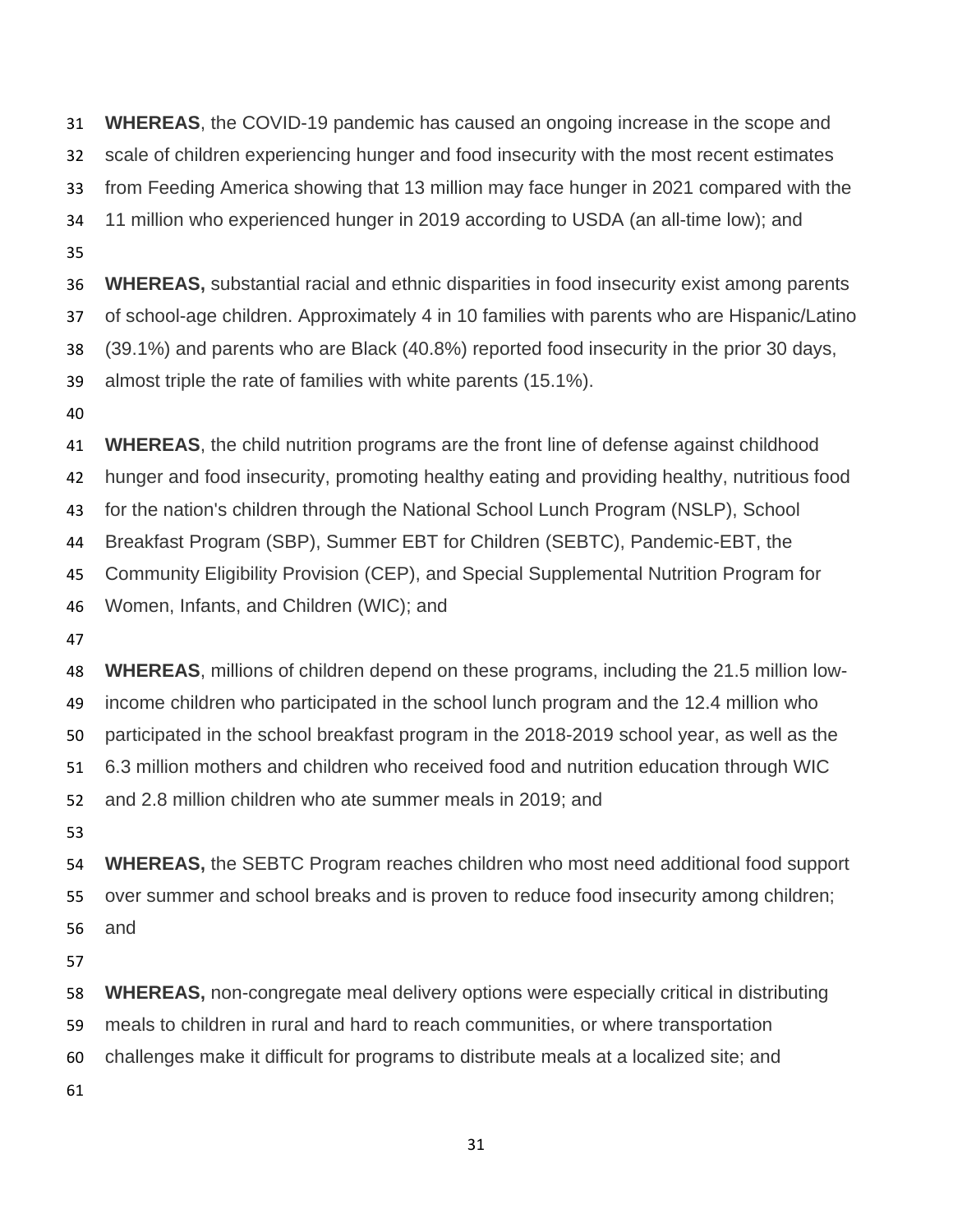**WHEREAS**, the COVID-19 pandemic has caused an ongoing increase in the scope and scale of children experiencing hunger and food insecurity with the most recent estimates from Feeding America showing that 13 million may face hunger in 2021 compared with the 11 million who experienced hunger in 2019 according to USDA (an all-time low); and

**WHEREAS,** substantial racial and ethnic disparities in food insecurity exist among parents of school-age children. Approximately 4 in 10 families with parents who are Hispanic/Latino (39.1%) and parents who are Black (40.8%) reported food insecurity in the prior 30 days, almost triple the rate of families with white parents (15.1%).

**WHEREAS**, the child nutrition programs are the front line of defense against childhood hunger and food insecurity, promoting healthy eating and providing healthy, nutritious food for the nation's children through the National School Lunch Program (NSLP), School Breakfast Program (SBP), Summer EBT for Children (SEBTC), Pandemic-EBT, the Community Eligibility Provision (CEP), and Special Supplemental Nutrition Program for Women, Infants, and Children (WIC); and

**WHEREAS**, millions of children depend on these programs, including the 21.5 million low-income children who participated in the school lunch program and the 12.4 million who participated in the school breakfast program in the 2018-2019 school year, as well as the 6.3 million mothers and children who received food and nutrition education through WIC and 2.8 million children who ate summer meals in 2019; and

**WHEREAS,** the SEBTC Program reaches children who most need additional food support over summer and school breaks and is proven to reduce food insecurity among children; and

**WHEREAS,** non-congregate meal delivery options were especially critical in distributing meals to children in rural and hard to reach communities, or where transportation challenges make it difficult for programs to distribute meals at a localized site; and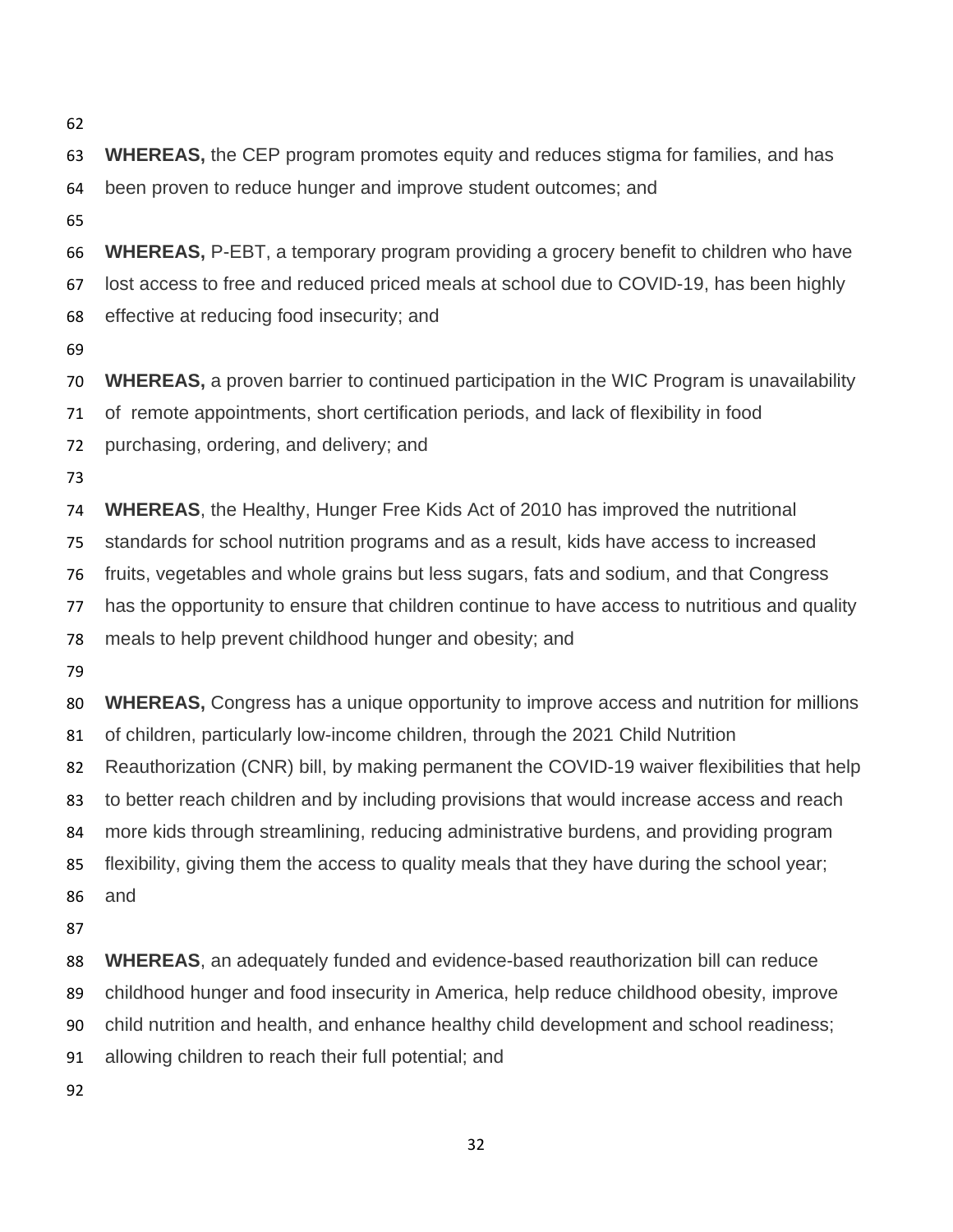**WHEREAS,** the CEP program promotes equity and reduces stigma for families, and has been proven to reduce hunger and improve student outcomes; and

**WHEREAS,** P-EBT, a temporary program providing a grocery benefit to children who have lost access to free and reduced priced meals at school due to COVID-19, has been highly effective at reducing food insecurity; and

**WHEREAS,** a proven barrier to continued participation in the WIC Program is unavailability of remote appointments, short certification periods, and lack of flexibility in food purchasing, ordering, and delivery; and

**WHEREAS**, the Healthy, Hunger Free Kids Act of 2010 has improved the nutritional standards for school nutrition programs and as a result, kids have access to increased fruits, vegetables and whole grains but less sugars, fats and sodium, and that Congress has the opportunity to ensure that children continue to have access to nutritious and quality meals to help prevent childhood hunger and obesity; and

**WHEREAS,** Congress has a unique opportunity to improve access and nutrition for millions of children, particularly low-income children, through the 2021 Child Nutrition Reauthorization (CNR) bill, by making permanent the COVID-19 waiver flexibilities that help to better reach children and by including provisions that would increase access and reach more kids through streamlining, reducing administrative burdens, and providing program flexibility, giving them the access to quality meals that they have during the school year; and

**WHEREAS**, an adequately funded and evidence-based reauthorization bill can reduce childhood hunger and food insecurity in America, help reduce childhood obesity, improve child nutrition and health, and enhance healthy child development and school readiness; allowing children to reach their full potential; and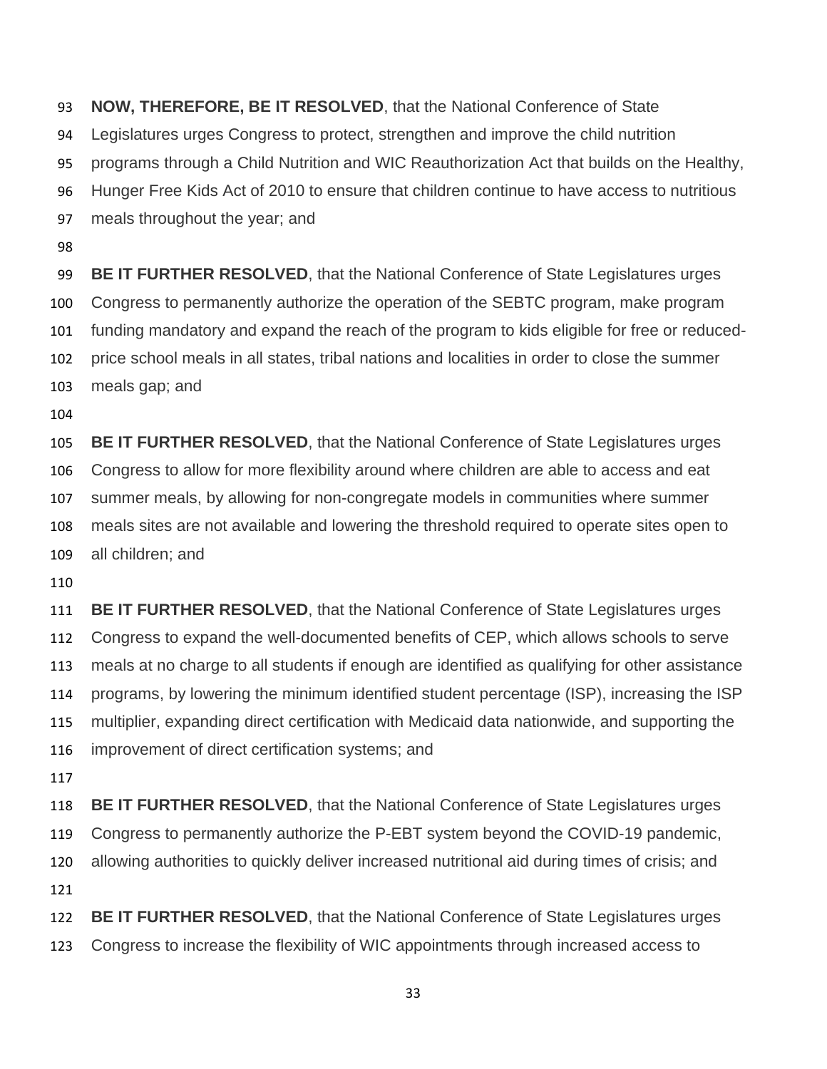**NOW, THEREFORE, BE IT RESOLVED**, that the National Conference of State Legislatures urges Congress to protect, strengthen and improve the child nutrition programs through a Child Nutrition and WIC Reauthorization Act that builds on the Healthy, Hunger Free Kids Act of 2010 to ensure that children continue to have access to nutritious meals throughout the year; and

**BE IT FURTHER RESOLVED**, that the National Conference of State Legislatures urges Congress to permanently authorize the operation of the SEBTC program, make program funding mandatory and expand the reach of the program to kids eligible for free or reduced-price school meals in all states, tribal nations and localities in order to close the summer meals gap; and

**BE IT FURTHER RESOLVED**, that the National Conference of State Legislatures urges Congress to allow for more flexibility around where children are able to access and eat summer meals, by allowing for non-congregate models in communities where summer meals sites are not available and lowering the threshold required to operate sites open to all children; and

**BE IT FURTHER RESOLVED**, that the National Conference of State Legislatures urges Congress to expand the well-documented benefits of CEP, which allows schools to serve meals at no charge to all students if enough are identified as qualifying for other assistance programs, by lowering the minimum identified student percentage (ISP), increasing the ISP multiplier, expanding direct certification with Medicaid data nationwide, and supporting the improvement of direct certification systems; and

**BE IT FURTHER RESOLVED**, that the National Conference of State Legislatures urges Congress to permanently authorize the P-EBT system beyond the COVID-19 pandemic, allowing authorities to quickly deliver increased nutritional aid during times of crisis; and

**BE IT FURTHER RESOLVED**, that the National Conference of State Legislatures urges Congress to increase the flexibility of WIC appointments through increased access to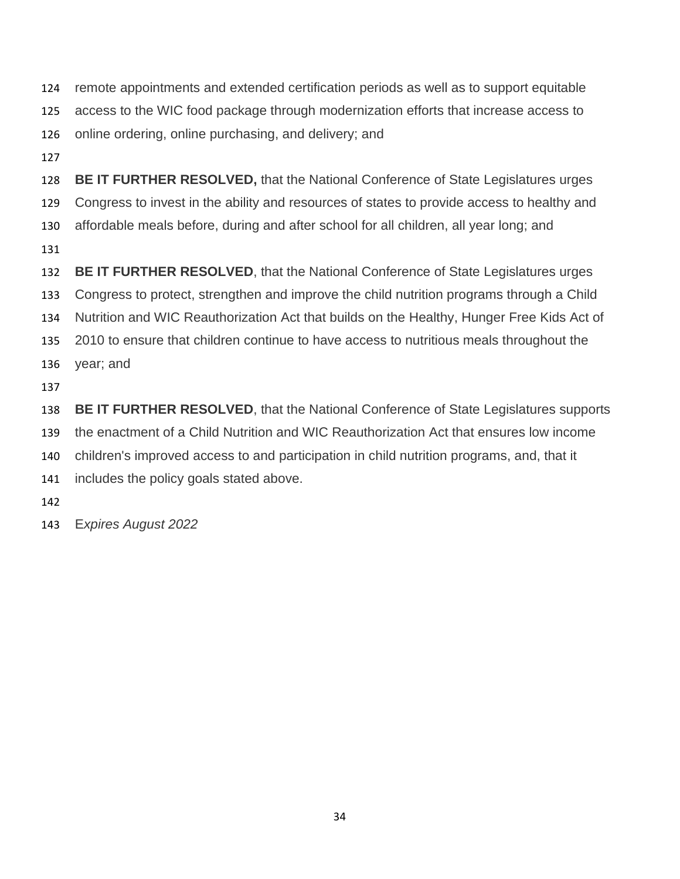remote appointments and extended certification periods as well as to support equitable access to the WIC food package through modernization efforts that increase access to online ordering, online purchasing, and delivery; and

**BE IT FURTHER RESOLVED,** that the National Conference of State Legislatures urges Congress to invest in the ability and resources of states to provide access to healthy and affordable meals before, during and after school for all children, all year long; and

**BE IT FURTHER RESOLVED**, that the National Conference of State Legislatures urges Congress to protect, strengthen and improve the child nutrition programs through a Child Nutrition and WIC Reauthorization Act that builds on the Healthy, Hunger Free Kids Act of 2010 to ensure that children continue to have access to nutritious meals throughout the year; and

**BE IT FURTHER RESOLVED**, that the National Conference of State Legislatures supports the enactment of a Child Nutrition and WIC Reauthorization Act that ensures low income children's improved access to and participation in child nutrition programs, and, that it includes the policy goals stated above.

E*xpires August 2022*